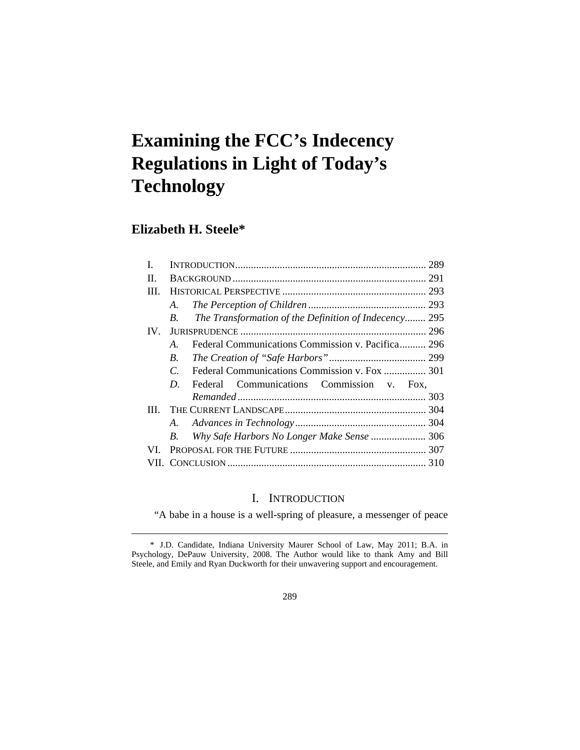# Examining the FCC's Indecency Regulations in Light of Today's Technology

## Elizabeth H. Steele*

| | | |
|---|---|---|
| I. | INTRODUCTION | 289 |
| II. | BACKGROUND | 291 |
| III. | HISTORICAL PERSPECTIVE | 293 |
| | *A. The Perception of Children* | 293 |
| | *B. The Transformation of the Definition of Indecency* | 295 |
| IV. | JURISPRUDENCE | 296 |
| | *A.* Federal Communications Commission v. Pacifica | 296 |
| | *B. The Creation of "Safe Harbors"* | 299 |
| | *C.* Federal Communications Commission v. Fox | 301 |
| | *D.* Federal Communications Commission v. Fox, *Remanded* | 303 |
| III. | THE CURRENT LANDSCAPE | 304 |
| | *A. Advances in Technology* | 304 |
| | *B. Why Safe Harbors No Longer Make Sense* | 306 |
| VI. | PROPOSAL FOR THE FUTURE | 307 |
| VII. | CONCLUSION | 310 |

## I. INTRODUCTION

"A babe in a house is a well-spring of pleasure, a messenger of peace

---

\* J.D. Candidate, Indiana University Maurer School of Law, May 2011; B.A. in Psychology, DePauw University, 2008. The Author would like to thank Amy and Bill Steele, and Emily and Ryan Duckworth for their unwavering support and encouragement.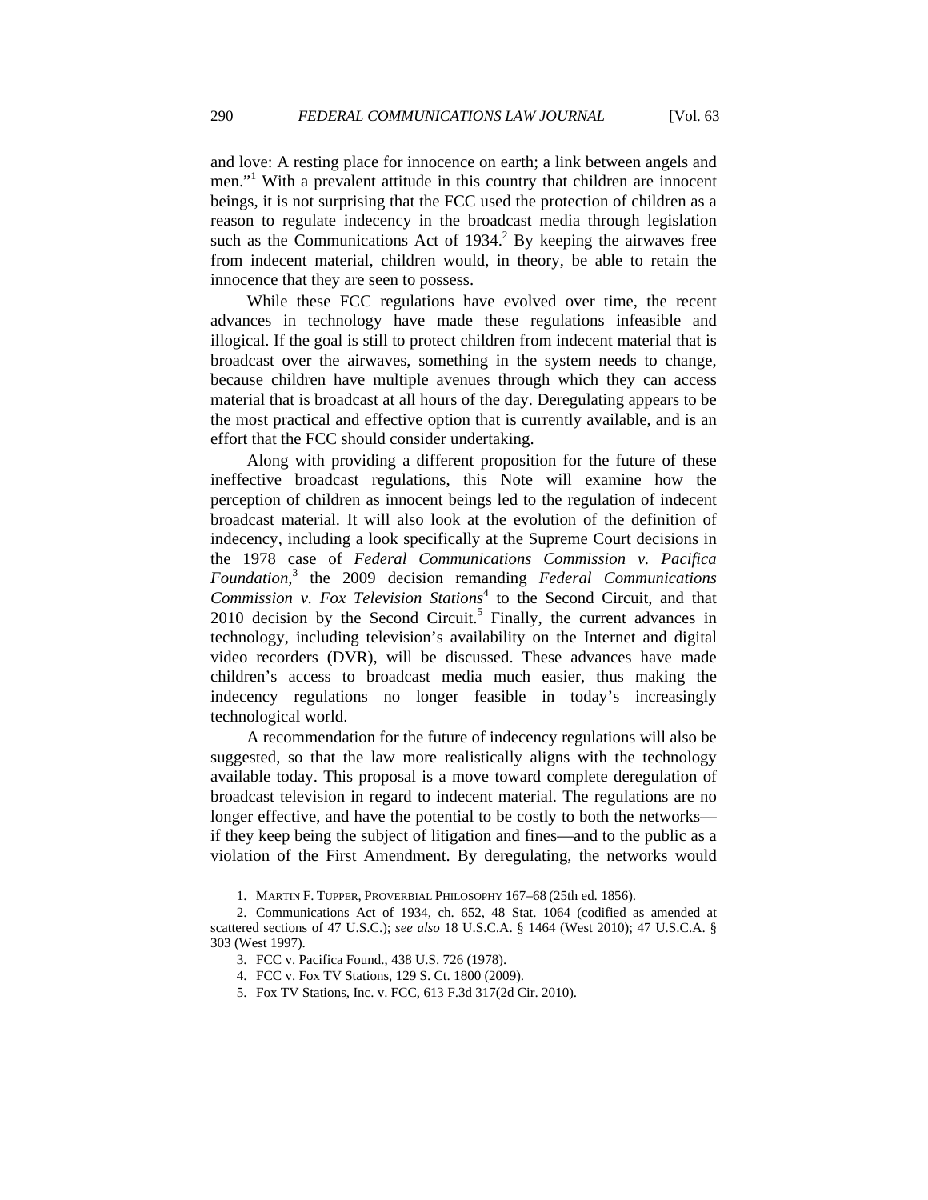and love: A resting place for innocence on earth; a link between angels and men."[1] With a prevalent attitude in this country that children are innocent beings, it is not surprising that the FCC used the protection of children as a reason to regulate indecency in the broadcast media through legislation such as the Communications Act of 1934.[2] By keeping the airwaves free from indecent material, children would, in theory, be able to retain the innocence that they are seen to possess.

While these FCC regulations have evolved over time, the recent advances in technology have made these regulations infeasible and illogical. If the goal is still to protect children from indecent material that is broadcast over the airwaves, something in the system needs to change, because children have multiple avenues through which they can access material that is broadcast at all hours of the day. Deregulating appears to be the most practical and effective option that is currently available, and is an effort that the FCC should consider undertaking.

Along with providing a different proposition for the future of these ineffective broadcast regulations, this Note will examine how the perception of children as innocent beings led to the regulation of indecent broadcast material. It will also look at the evolution of the definition of indecency, including a look specifically at the Supreme Court decisions in the 1978 case of *Federal Communications Commission v. Pacifica Foundation*,[3] the 2009 decision remanding *Federal Communications Commission v. Fox Television Stations*[4] to the Second Circuit, and that 2010 decision by the Second Circuit.[5] Finally, the current advances in technology, including television's availability on the Internet and digital video recorders (DVR), will be discussed. These advances have made children's access to broadcast media much easier, thus making the indecency regulations no longer feasible in today's increasingly technological world.

A recommendation for the future of indecency regulations will also be suggested, so that the law more realistically aligns with the technology available today. This proposal is a move toward complete deregulation of broadcast television in regard to indecent material. The regulations are no longer effective, and have the potential to be costly to both the networks—if they keep being the subject of litigation and fines—and to the public as a violation of the First Amendment. By deregulating, the networks would

---

1. MARTIN F. TUPPER, PROVERBIAL PHILOSOPHY 167–68 (25th ed. 1856).

2. Communications Act of 1934, ch. 652, 48 Stat. 1064 (codified as amended at scattered sections of 47 U.S.C.); *see also* 18 U.S.C.A. § 1464 (West 2010); 47 U.S.C.A. § 303 (West 1997).

3. FCC v. Pacifica Found., 438 U.S. 726 (1978).

4. FCC v. Fox TV Stations, 129 S. Ct. 1800 (2009).

5. Fox TV Stations, Inc. v. FCC, 613 F.3d 317(2d Cir. 2010).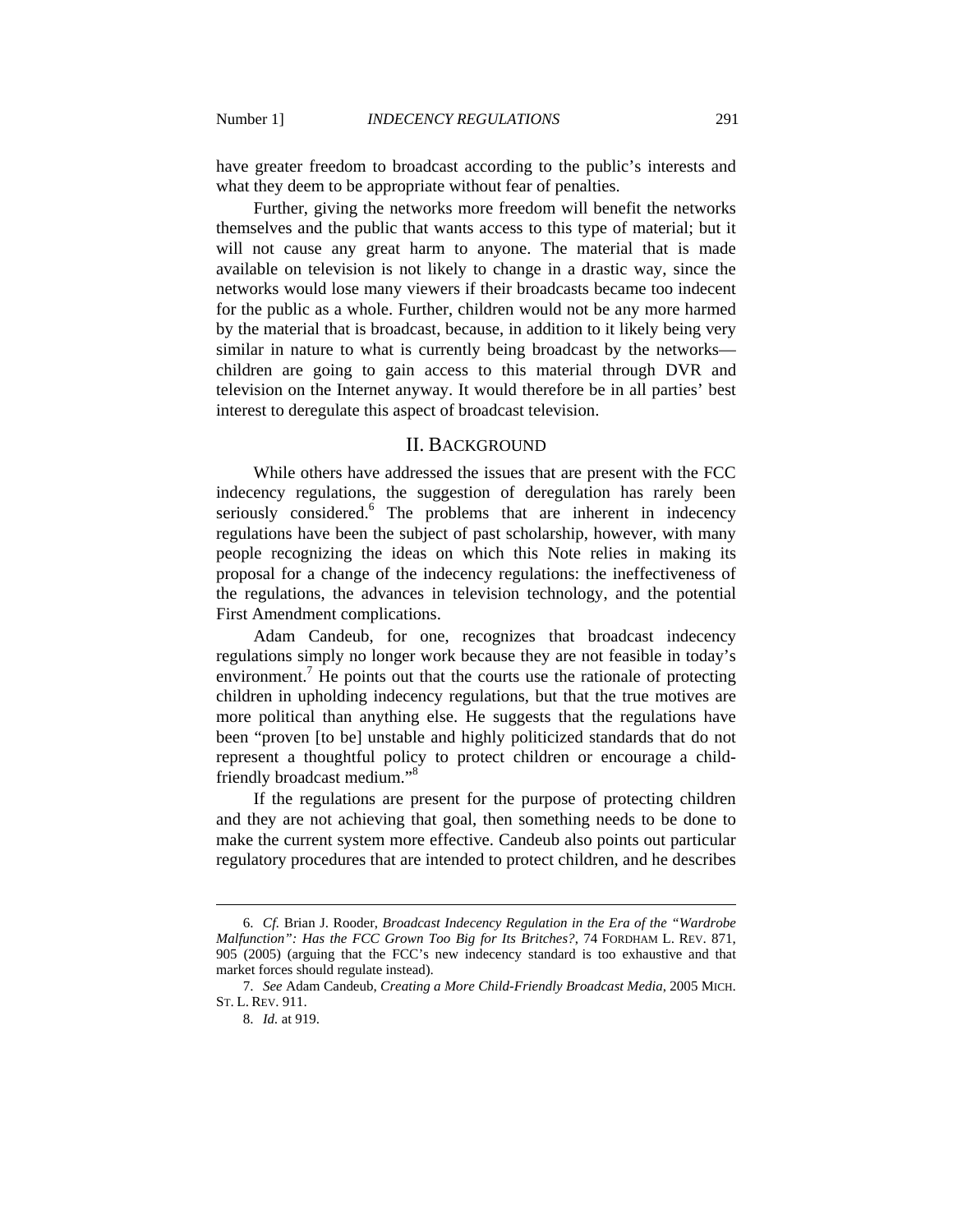have greater freedom to broadcast according to the public's interests and what they deem to be appropriate without fear of penalties.

Further, giving the networks more freedom will benefit the networks themselves and the public that wants access to this type of material; but it will not cause any great harm to anyone. The material that is made available on television is not likely to change in a drastic way, since the networks would lose many viewers if their broadcasts became too indecent for the public as a whole. Further, children would not be any more harmed by the material that is broadcast, because, in addition to it likely being very similar in nature to what is currently being broadcast by the networks—children are going to gain access to this material through DVR and television on the Internet anyway. It would therefore be in all parties' best interest to deregulate this aspect of broadcast television.

## II. BACKGROUND

While others have addressed the issues that are present with the FCC indecency regulations, the suggestion of deregulation has rarely been seriously considered.[6] The problems that are inherent in indecency regulations have been the subject of past scholarship, however, with many people recognizing the ideas on which this Note relies in making its proposal for a change of the indecency regulations: the ineffectiveness of the regulations, the advances in television technology, and the potential First Amendment complications.

Adam Candeub, for one, recognizes that broadcast indecency regulations simply no longer work because they are not feasible in today's environment.[7] He points out that the courts use the rationale of protecting children in upholding indecency regulations, but that the true motives are more political than anything else. He suggests that the regulations have been "proven [to be] unstable and highly politicized standards that do not represent a thoughtful policy to protect children or encourage a child-friendly broadcast medium."[8]

If the regulations are present for the purpose of protecting children and they are not achieving that goal, then something needs to be done to make the current system more effective. Candeub also points out particular regulatory procedures that are intended to protect children, and he describes

---

6. *Cf.* Brian J. Rooder, *Broadcast Indecency Regulation in the Era of the "Wardrobe Malfunction": Has the FCC Grown Too Big for Its Britches?*, 74 FORDHAM L. REV. 871, 905 (2005) (arguing that the FCC's new indecency standard is too exhaustive and that market forces should regulate instead).

7. *See* Adam Candeub, *Creating a More Child-Friendly Broadcast Media*, 2005 MICH. ST. L. REV. 911.

8. *Id.* at 919.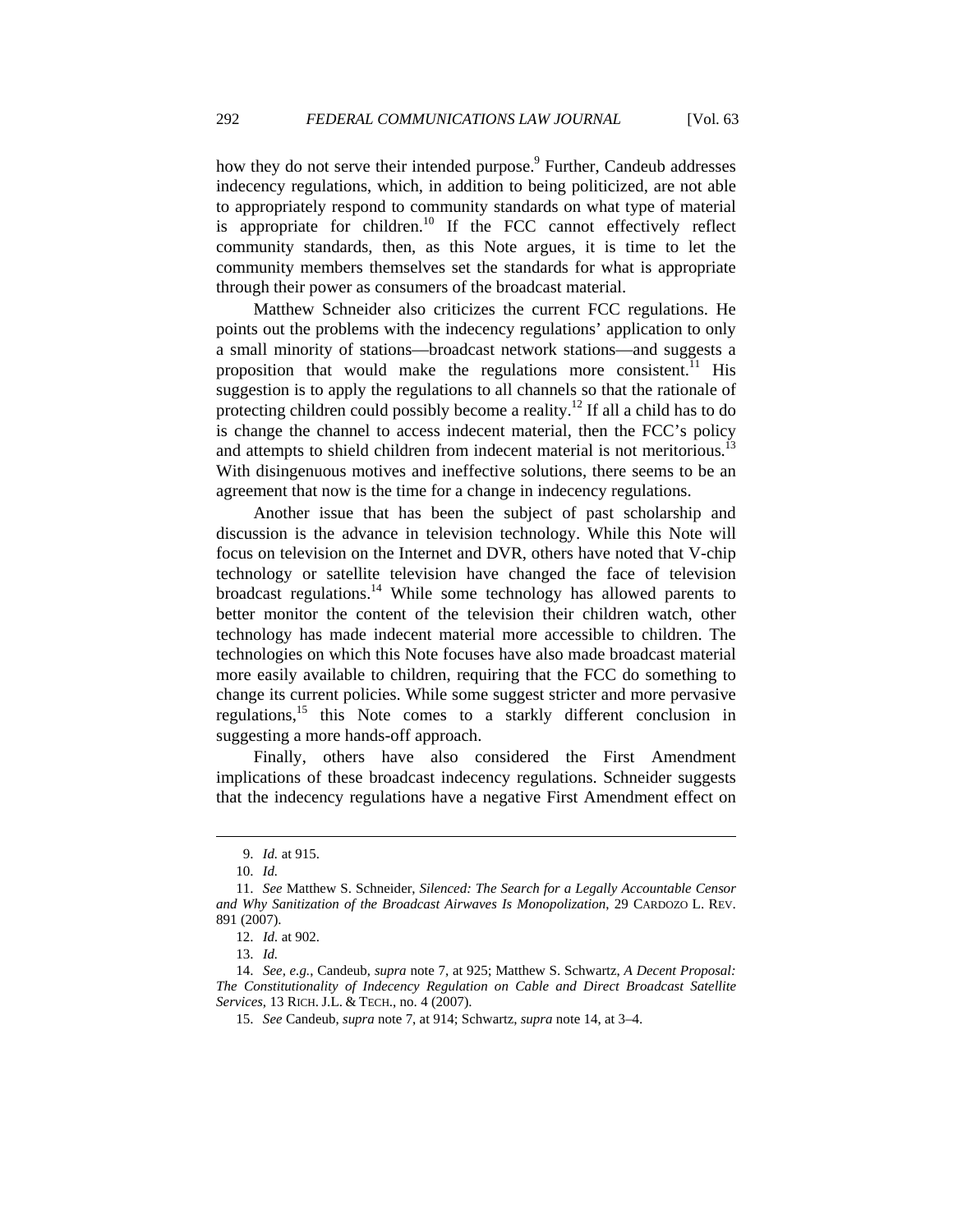how they do not serve their intended purpose.[9] Further, Candeub addresses indecency regulations, which, in addition to being politicized, are not able to appropriately respond to community standards on what type of material is appropriate for children.[10] If the FCC cannot effectively reflect community standards, then, as this Note argues, it is time to let the community members themselves set the standards for what is appropriate through their power as consumers of the broadcast material.

Matthew Schneider also criticizes the current FCC regulations. He points out the problems with the indecency regulations' application to only a small minority of stations—broadcast network stations—and suggests a proposition that would make the regulations more consistent.[11] His suggestion is to apply the regulations to all channels so that the rationale of protecting children could possibly become a reality.[12] If all a child has to do is change the channel to access indecent material, then the FCC's policy and attempts to shield children from indecent material is not meritorious.[13] With disingenuous motives and ineffective solutions, there seems to be an agreement that now is the time for a change in indecency regulations.

Another issue that has been the subject of past scholarship and discussion is the advance in television technology. While this Note will focus on television on the Internet and DVR, others have noted that V-chip technology or satellite television have changed the face of television broadcast regulations.[14] While some technology has allowed parents to better monitor the content of the television their children watch, other technology has made indecent material more accessible to children. The technologies on which this Note focuses have also made broadcast material more easily available to children, requiring that the FCC do something to change its current policies. While some suggest stricter and more pervasive regulations,[15] this Note comes to a starkly different conclusion in suggesting a more hands-off approach.

Finally, others have also considered the First Amendment implications of these broadcast indecency regulations. Schneider suggests that the indecency regulations have a negative First Amendment effect on

---

9. *Id.* at 915.

10. *Id.*

11. *See* Matthew S. Schneider, *Silenced: The Search for a Legally Accountable Censor and Why Sanitization of the Broadcast Airwaves Is Monopolization*, 29 CARDOZO L. REV. 891 (2007).

12. *Id.* at 902.

13. *Id.*

14. *See, e.g.*, Candeub, *supra* note 7, at 925; Matthew S. Schwartz, *A Decent Proposal: The Constitutionality of Indecency Regulation on Cable and Direct Broadcast Satellite Services*, 13 RICH. J.L. & TECH., no. 4 (2007).

15. *See* Candeub, *supra* note 7, at 914; Schwartz, *supra* note 14, at 3–4.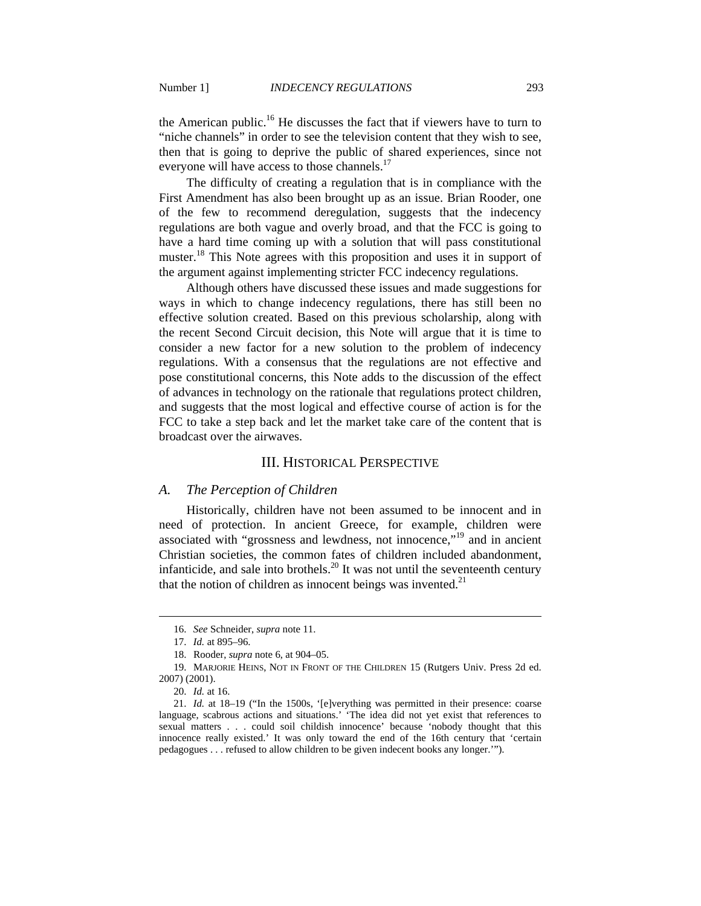the American public.[16] He discusses the fact that if viewers have to turn to "niche channels" in order to see the television content that they wish to see, then that is going to deprive the public of shared experiences, since not everyone will have access to those channels.[17]

The difficulty of creating a regulation that is in compliance with the First Amendment has also been brought up as an issue. Brian Rooder, one of the few to recommend deregulation, suggests that the indecency regulations are both vague and overly broad, and that the FCC is going to have a hard time coming up with a solution that will pass constitutional muster.[18] This Note agrees with this proposition and uses it in support of the argument against implementing stricter FCC indecency regulations.

Although others have discussed these issues and made suggestions for ways in which to change indecency regulations, there has still been no effective solution created. Based on this previous scholarship, along with the recent Second Circuit decision, this Note will argue that it is time to consider a new factor for a new solution to the problem of indecency regulations. With a consensus that the regulations are not effective and pose constitutional concerns, this Note adds to the discussion of the effect of advances in technology on the rationale that regulations protect children, and suggests that the most logical and effective course of action is for the FCC to take a step back and let the market take care of the content that is broadcast over the airwaves.

## III. Historical Perspective

### *A. The Perception of Children*

Historically, children have not been assumed to be innocent and in need of protection. In ancient Greece, for example, children were associated with "grossness and lewdness, not innocence,"[19] and in ancient Christian societies, the common fates of children included abandonment, infanticide, and sale into brothels.[20] It was not until the seventeenth century that the notion of children as innocent beings was invented.[21]

---

16. *See* Schneider, *supra* note 11.

17. *Id.* at 895–96.

18. Rooder, *supra* note 6, at 904–05.

19. MARJORIE HEINS, NOT IN FRONT OF THE CHILDREN 15 (Rutgers Univ. Press 2d ed. 2007) (2001).

20. *Id.* at 16.

21. *Id.* at 18–19 ("In the 1500s, '[e]verything was permitted in their presence: coarse language, scabrous actions and situations.' 'The idea did not yet exist that references to sexual matters . . . could soil childish innocence' because 'nobody thought that this innocence really existed.' It was only toward the end of the 16th century that 'certain pedagogues . . . refused to allow children to be given indecent books any longer.'").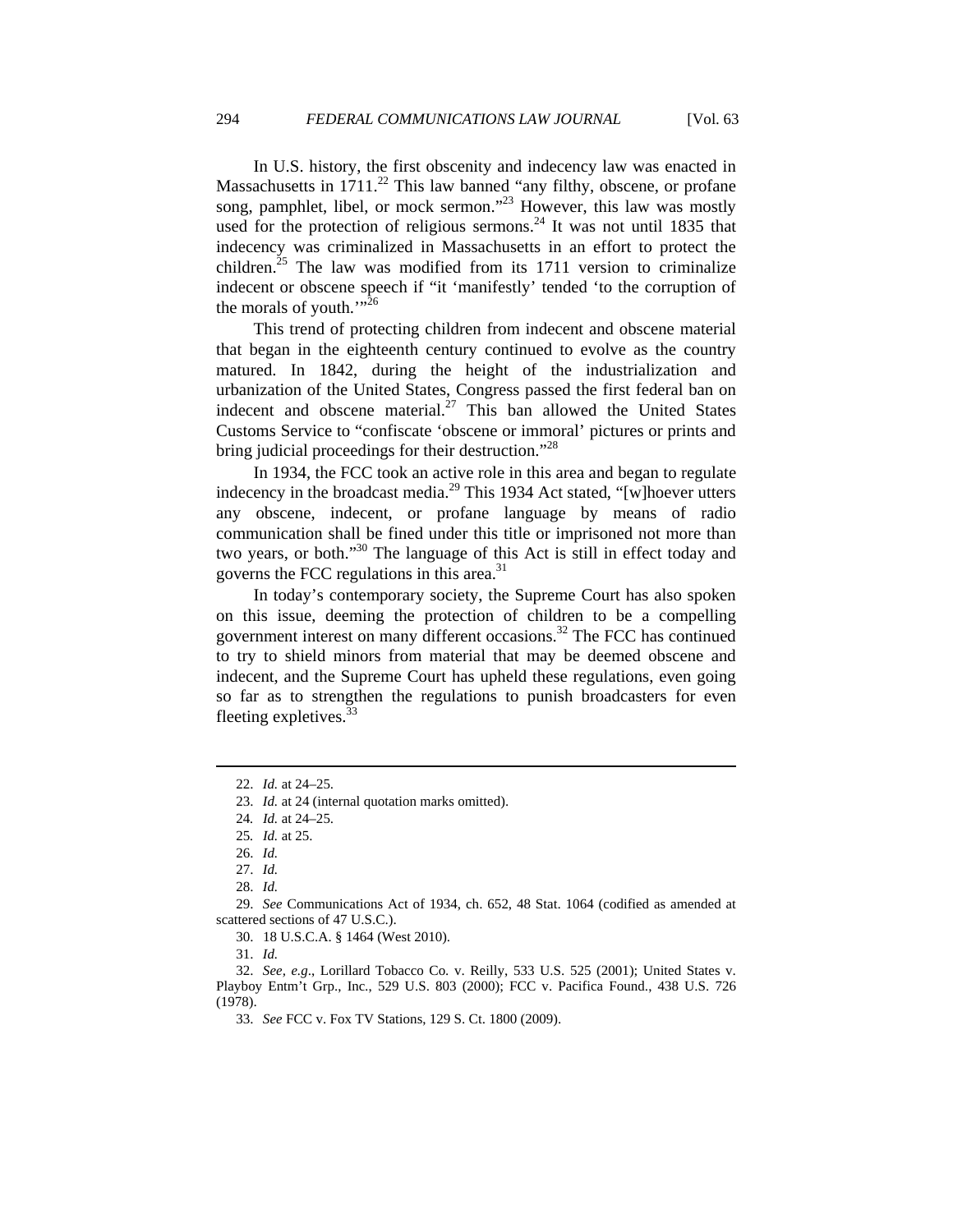In U.S. history, the first obscenity and indecency law was enacted in Massachusetts in 1711.[22] This law banned "any filthy, obscene, or profane song, pamphlet, libel, or mock sermon."[23] However, this law was mostly used for the protection of religious sermons.[24] It was not until 1835 that indecency was criminalized in Massachusetts in an effort to protect the children.[25] The law was modified from its 1711 version to criminalize indecent or obscene speech if "it 'manifestly' tended 'to the corruption of the morals of youth.'"[26]

This trend of protecting children from indecent and obscene material that began in the eighteenth century continued to evolve as the country matured. In 1842, during the height of the industrialization and urbanization of the United States, Congress passed the first federal ban on indecent and obscene material.[27] This ban allowed the United States Customs Service to "confiscate 'obscene or immoral' pictures or prints and bring judicial proceedings for their destruction."[28]

In 1934, the FCC took an active role in this area and began to regulate indecency in the broadcast media.[29] This 1934 Act stated, "[w]hoever utters any obscene, indecent, or profane language by means of radio communication shall be fined under this title or imprisoned not more than two years, or both."[30] The language of this Act is still in effect today and governs the FCC regulations in this area.[31]

In today's contemporary society, the Supreme Court has also spoken on this issue, deeming the protection of children to be a compelling government interest on many different occasions.[32] The FCC has continued to try to shield minors from material that may be deemed obscene and indecent, and the Supreme Court has upheld these regulations, even going so far as to strengthen the regulations to punish broadcasters for even fleeting expletives.[33]

---

22. *Id.* at 24–25.
23. *Id.* at 24 (internal quotation marks omitted).
24. *Id.* at 24–25.
25. *Id.* at 25.
26. *Id.*
27. *Id.*
28. *Id.*
29. *See* Communications Act of 1934, ch. 652, 48 Stat. 1064 (codified as amended at scattered sections of 47 U.S.C.).
30. 18 U.S.C.A. § 1464 (West 2010).
31. *Id.*
32. *See, e.g.*, Lorillard Tobacco Co. v. Reilly, 533 U.S. 525 (2001); United States v. Playboy Entm't Grp., Inc., 529 U.S. 803 (2000); FCC v. Pacifica Found., 438 U.S. 726 (1978).
33. *See* FCC v. Fox TV Stations, 129 S. Ct. 1800 (2009).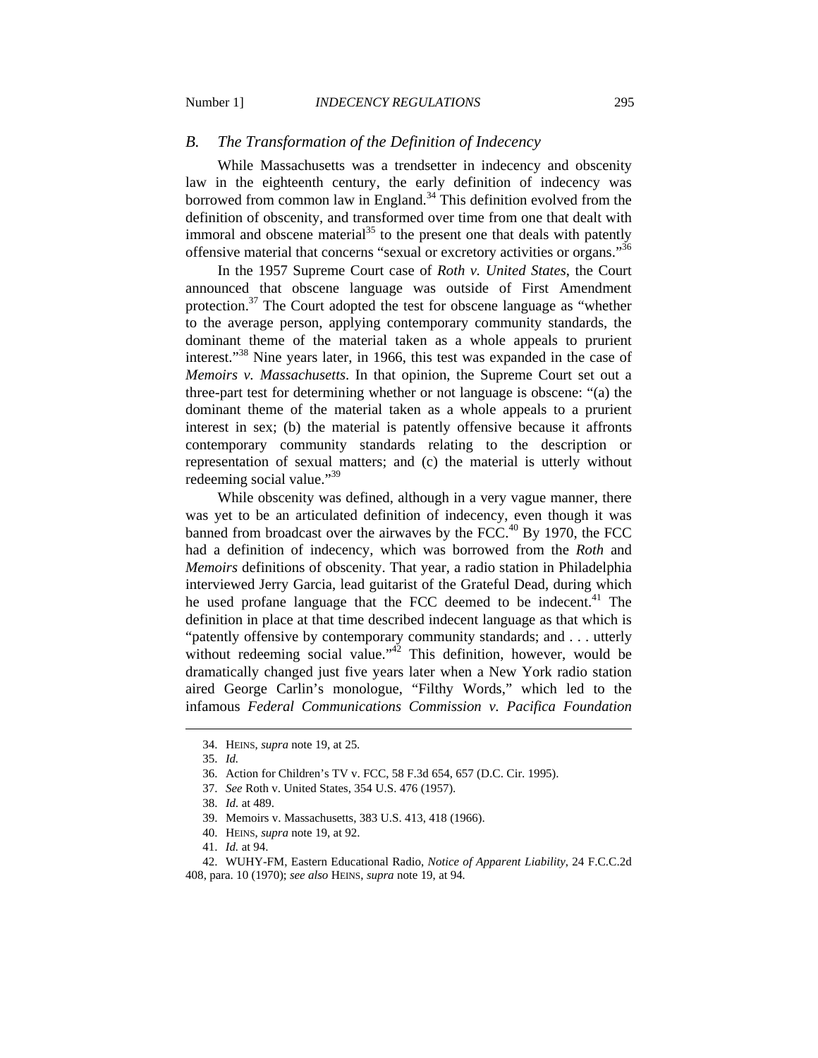## *B. The Transformation of the Definition of Indecency*

While Massachusetts was a trendsetter in indecency and obscenity law in the eighteenth century, the early definition of indecency was borrowed from common law in England.[34] This definition evolved from the definition of obscenity, and transformed over time from one that dealt with immoral and obscene material[35] to the present one that deals with patently offensive material that concerns "sexual or excretory activities or organs."[36]

In the 1957 Supreme Court case of *Roth v. United States*, the Court announced that obscene language was outside of First Amendment protection.[37] The Court adopted the test for obscene language as "whether to the average person, applying contemporary community standards, the dominant theme of the material taken as a whole appeals to prurient interest."[38] Nine years later, in 1966, this test was expanded in the case of *Memoirs v. Massachusetts*. In that opinion, the Supreme Court set out a three-part test for determining whether or not language is obscene: "(a) the dominant theme of the material taken as a whole appeals to a prurient interest in sex; (b) the material is patently offensive because it affronts contemporary community standards relating to the description or representation of sexual matters; and (c) the material is utterly without redeeming social value."[39]

While obscenity was defined, although in a very vague manner, there was yet to be an articulated definition of indecency, even though it was banned from broadcast over the airwaves by the FCC.[40] By 1970, the FCC had a definition of indecency, which was borrowed from the *Roth* and *Memoirs* definitions of obscenity. That year, a radio station in Philadelphia interviewed Jerry Garcia, lead guitarist of the Grateful Dead, during which he used profane language that the FCC deemed to be indecent.[41] The definition in place at that time described indecent language as that which is "patently offensive by contemporary community standards; and . . . utterly without redeeming social value."[42] This definition, however, would be dramatically changed just five years later when a New York radio station aired George Carlin's monologue, "Filthy Words," which led to the infamous *Federal Communications Commission v. Pacifica Foundation*

---

34. HEINS, *supra* note 19, at 25.

35. *Id.*

36. Action for Children's TV v. FCC, 58 F.3d 654, 657 (D.C. Cir. 1995).

37. *See* Roth v. United States, 354 U.S. 476 (1957).

38. *Id.* at 489.

39. Memoirs v. Massachusetts, 383 U.S. 413, 418 (1966).

40. HEINS, *supra* note 19, at 92.

41. *Id.* at 94.

42. WUHY-FM, Eastern Educational Radio, *Notice of Apparent Liability*, 24 F.C.C.2d 408, para. 10 (1970); *see also* HEINS, *supra* note 19, at 94.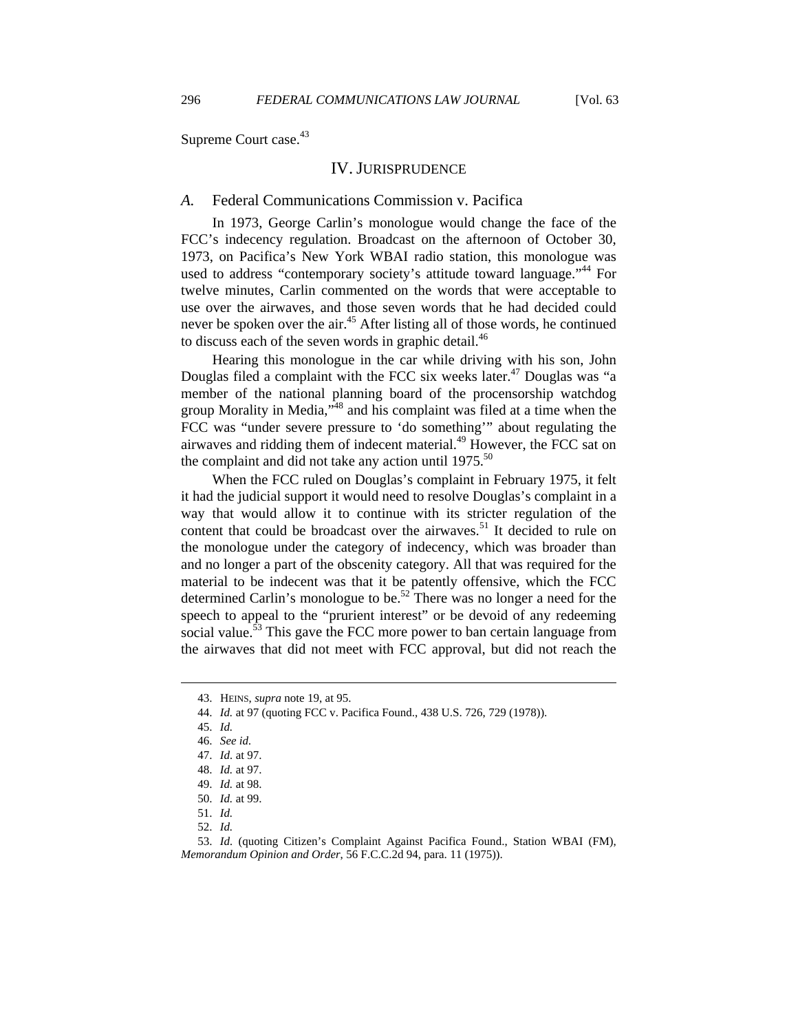Supreme Court case.[43]

## IV. JURISPRUDENCE

### *A.* Federal Communications Commission v. Pacifica

In 1973, George Carlin's monologue would change the face of the FCC's indecency regulation. Broadcast on the afternoon of October 30, 1973, on Pacifica's New York WBAI radio station, this monologue was used to address "contemporary society's attitude toward language."[44] For twelve minutes, Carlin commented on the words that were acceptable to use over the airwaves, and those seven words that he had decided could never be spoken over the air.[45] After listing all of those words, he continued to discuss each of the seven words in graphic detail.[46]

Hearing this monologue in the car while driving with his son, John Douglas filed a complaint with the FCC six weeks later.[47] Douglas was "a member of the national planning board of the procensorship watchdog group Morality in Media,"[48] and his complaint was filed at a time when the FCC was "under severe pressure to 'do something'" about regulating the airwaves and ridding them of indecent material.[49] However, the FCC sat on the complaint and did not take any action until 1975.[50]

When the FCC ruled on Douglas's complaint in February 1975, it felt it had the judicial support it would need to resolve Douglas's complaint in a way that would allow it to continue with its stricter regulation of the content that could be broadcast over the airwaves.[51] It decided to rule on the monologue under the category of indecency, which was broader than and no longer a part of the obscenity category. All that was required for the material to be indecent was that it be patently offensive, which the FCC determined Carlin's monologue to be.[52] There was no longer a need for the speech to appeal to the "prurient interest" or be devoid of any redeeming social value.[53] This gave the FCC more power to ban certain language from the airwaves that did not meet with FCC approval, but did not reach the

---

43. HEINS, *supra* note 19, at 95.

44. *Id.* at 97 (quoting FCC v. Pacifica Found., 438 U.S. 726, 729 (1978)).

45. *Id.*

46. *See id.*

47. *Id.* at 97.

48. *Id.* at 97.

49. *Id.* at 98.

50. *Id.* at 99.

51. *Id.*

52. *Id.*

53. *Id.* (quoting Citizen's Complaint Against Pacifica Found., Station WBAI (FM), *Memorandum Opinion and Order*, 56 F.C.C.2d 94, para. 11 (1975)).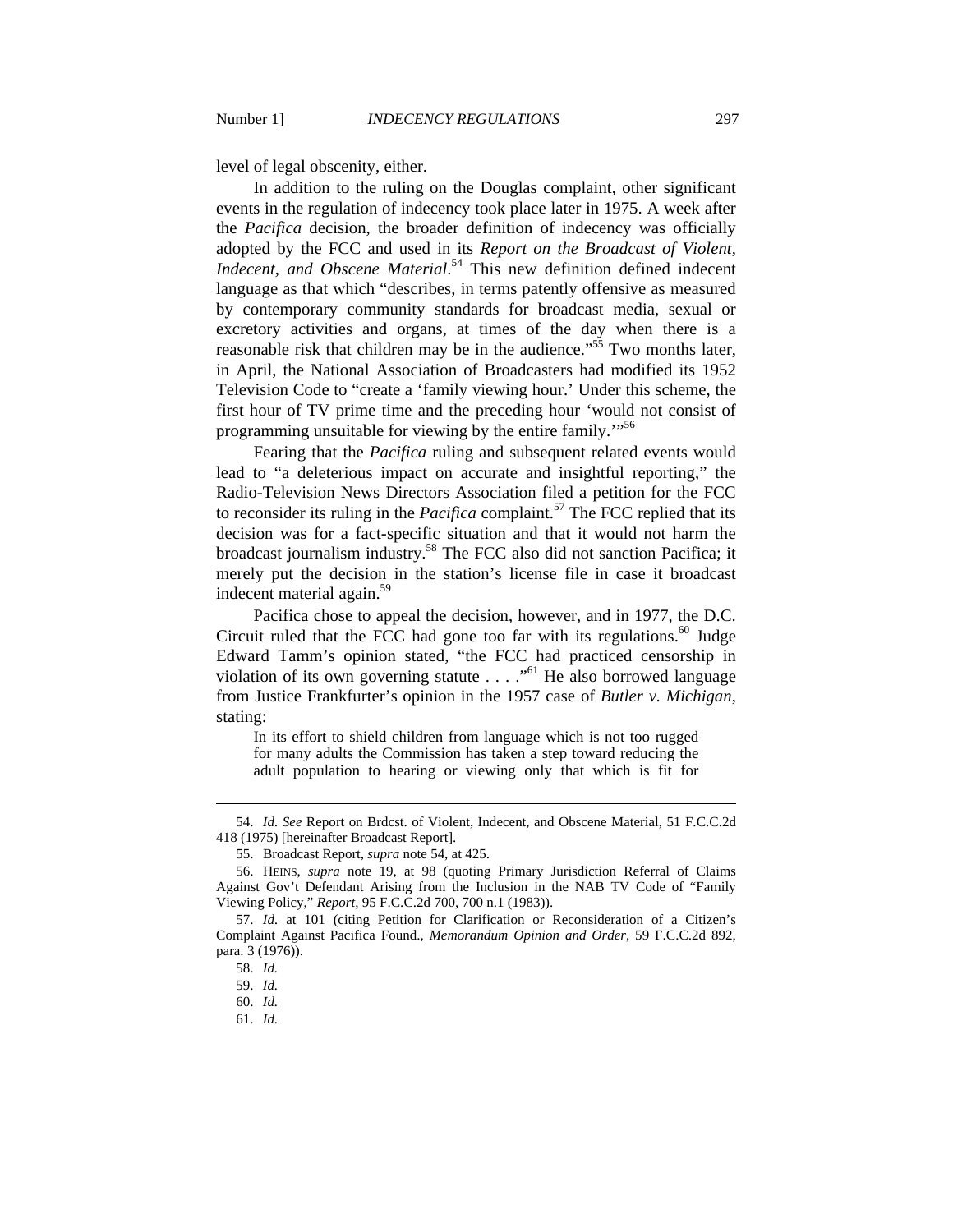level of legal obscenity, either.

In addition to the ruling on the Douglas complaint, other significant events in the regulation of indecency took place later in 1975. A week after the *Pacifica* decision, the broader definition of indecency was officially adopted by the FCC and used in its *Report on the Broadcast of Violent, Indecent, and Obscene Material*.[54] This new definition defined indecent language as that which "describes, in terms patently offensive as measured by contemporary community standards for broadcast media, sexual or excretory activities and organs, at times of the day when there is a reasonable risk that children may be in the audience."[55] Two months later, in April, the National Association of Broadcasters had modified its 1952 Television Code to "create a 'family viewing hour.' Under this scheme, the first hour of TV prime time and the preceding hour 'would not consist of programming unsuitable for viewing by the entire family.'"[56]

Fearing that the *Pacifica* ruling and subsequent related events would lead to "a deleterious impact on accurate and insightful reporting," the Radio-Television News Directors Association filed a petition for the FCC to reconsider its ruling in the *Pacifica* complaint.[57] The FCC replied that its decision was for a fact-specific situation and that it would not harm the broadcast journalism industry.[58] The FCC also did not sanction Pacifica; it merely put the decision in the station's license file in case it broadcast indecent material again.[59]

Pacifica chose to appeal the decision, however, and in 1977, the D.C. Circuit ruled that the FCC had gone too far with its regulations.[60] Judge Edward Tamm's opinion stated, "the FCC had practiced censorship in violation of its own governing statute . . . ."[61] He also borrowed language from Justice Frankfurter's opinion in the 1957 case of *Butler v. Michigan*, stating:

> In its effort to shield children from language which is not too rugged for many adults the Commission has taken a step toward reducing the adult population to hearing or viewing only that which is fit for

---

54. *Id. See* Report on Brdcst. of Violent, Indecent, and Obscene Material, 51 F.C.C.2d 418 (1975) [hereinafter Broadcast Report].

55. Broadcast Report, *supra* note 54, at 425.

56. HEINS, *supra* note 19, at 98 (quoting Primary Jurisdiction Referral of Claims Against Gov't Defendant Arising from the Inclusion in the NAB TV Code of "Family Viewing Policy," *Report*, 95 F.C.C.2d 700, 700 n.1 (1983)).

57. *Id.* at 101 (citing Petition for Clarification or Reconsideration of a Citizen's Complaint Against Pacifica Found., *Memorandum Opinion and Order*, 59 F.C.C.2d 892, para. 3 (1976)).

58. *Id.*

59. *Id.*

60. *Id.*

61. *Id.*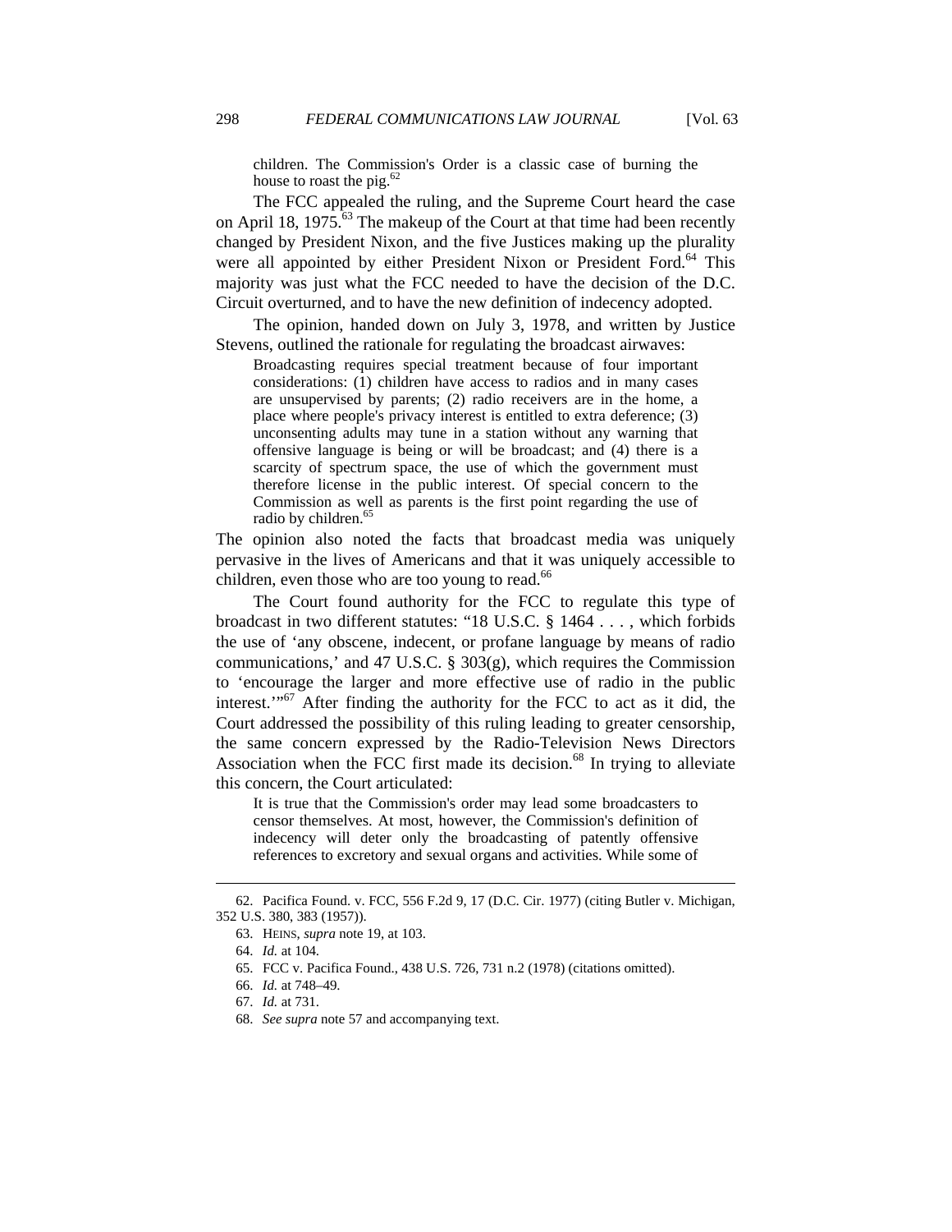> children. The Commission's Order is a classic case of burning the house to roast the pig.[62]

The FCC appealed the ruling, and the Supreme Court heard the case on April 18, 1975.[63] The makeup of the Court at that time had been recently changed by President Nixon, and the five Justices making up the plurality were all appointed by either President Nixon or President Ford.[64] This majority was just what the FCC needed to have the decision of the D.C. Circuit overturned, and to have the new definition of indecency adopted.

The opinion, handed down on July 3, 1978, and written by Justice Stevens, outlined the rationale for regulating the broadcast airwaves:

> Broadcasting requires special treatment because of four important considerations: (1) children have access to radios and in many cases are unsupervised by parents; (2) radio receivers are in the home, a place where people's privacy interest is entitled to extra deference; (3) unconsenting adults may tune in a station without any warning that offensive language is being or will be broadcast; and (4) there is a scarcity of spectrum space, the use of which the government must therefore license in the public interest. Of special concern to the Commission as well as parents is the first point regarding the use of radio by children.[65]

The opinion also noted the facts that broadcast media was uniquely pervasive in the lives of Americans and that it was uniquely accessible to children, even those who are too young to read.[66]

The Court found authority for the FCC to regulate this type of broadcast in two different statutes: "18 U.S.C. § 1464 . . . , which forbids the use of 'any obscene, indecent, or profane language by means of radio communications,' and 47 U.S.C. § 303(g), which requires the Commission to 'encourage the larger and more effective use of radio in the public interest.'"[67] After finding the authority for the FCC to act as it did, the Court addressed the possibility of this ruling leading to greater censorship, the same concern expressed by the Radio-Television News Directors Association when the FCC first made its decision.[68] In trying to alleviate this concern, the Court articulated:

> It is true that the Commission's order may lead some broadcasters to censor themselves. At most, however, the Commission's definition of indecency will deter only the broadcasting of patently offensive references to excretory and sexual organs and activities. While some of

---

62. Pacifica Found. v. FCC, 556 F.2d 9, 17 (D.C. Cir. 1977) (citing Butler v. Michigan, 352 U.S. 380, 383 (1957)).

63. HEINS, *supra* note 19, at 103.

64. *Id.* at 104.

65. FCC v. Pacifica Found., 438 U.S. 726, 731 n.2 (1978) (citations omitted).

66. *Id.* at 748–49.

67. *Id.* at 731.

68. *See supra* note 57 and accompanying text.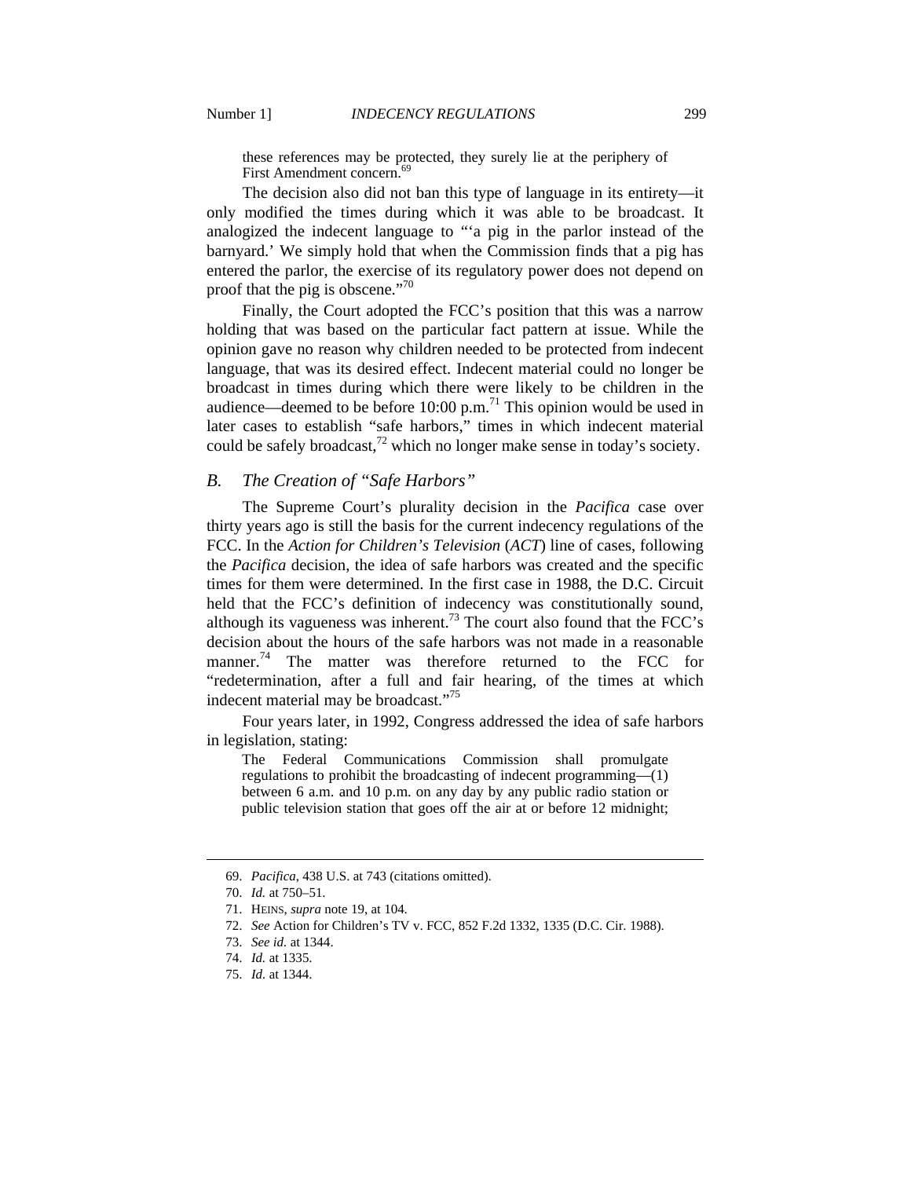> these references may be protected, they surely lie at the periphery of First Amendment concern.[69]

The decision also did not ban this type of language in its entirety—it only modified the times during which it was able to be broadcast. It analogized the indecent language to "'a pig in the parlor instead of the barnyard.' We simply hold that when the Commission finds that a pig has entered the parlor, the exercise of its regulatory power does not depend on proof that the pig is obscene."[70]

Finally, the Court adopted the FCC's position that this was a narrow holding that was based on the particular fact pattern at issue. While the opinion gave no reason why children needed to be protected from indecent language, that was its desired effect. Indecent material could no longer be broadcast in times during which there were likely to be children in the audience—deemed to be before 10:00 p.m.[71] This opinion would be used in later cases to establish "safe harbors," times in which indecent material could be safely broadcast,[72] which no longer make sense in today's society.

### *B. The Creation of "Safe Harbors"*

The Supreme Court's plurality decision in the *Pacifica* case over thirty years ago is still the basis for the current indecency regulations of the FCC. In the *Action for Children's Television* (*ACT*) line of cases, following the *Pacifica* decision, the idea of safe harbors was created and the specific times for them were determined. In the first case in 1988, the D.C. Circuit held that the FCC's definition of indecency was constitutionally sound, although its vagueness was inherent.[73] The court also found that the FCC's decision about the hours of the safe harbors was not made in a reasonable manner.[74] The matter was therefore returned to the FCC for "redetermination, after a full and fair hearing, of the times at which indecent material may be broadcast."[75]

Four years later, in 1992, Congress addressed the idea of safe harbors in legislation, stating:

> The Federal Communications Commission shall promulgate regulations to prohibit the broadcasting of indecent programming—(1) between 6 a.m. and 10 p.m. on any day by any public radio station or public television station that goes off the air at or before 12 midnight;

---

69. *Pacifica*, 438 U.S. at 743 (citations omitted).

70. *Id.* at 750–51.

71. HEINS, *supra* note 19, at 104.

72. *See* Action for Children's TV v. FCC, 852 F.2d 1332, 1335 (D.C. Cir. 1988).

73. *See id.* at 1344.

74. *Id.* at 1335.

75. *Id.* at 1344.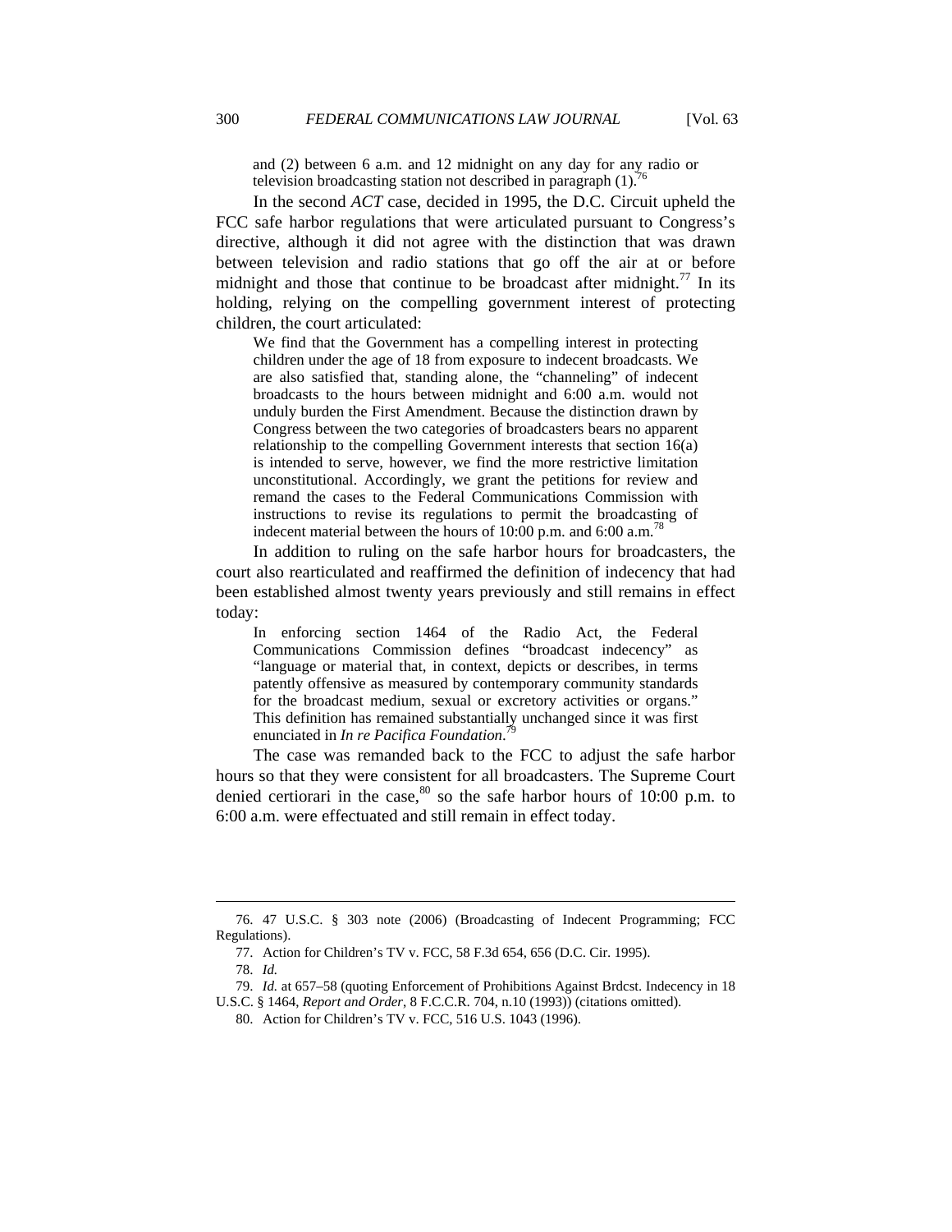> and (2) between 6 a.m. and 12 midnight on any day for any radio or television broadcasting station not described in paragraph (1).[76]

In the second *ACT* case, decided in 1995, the D.C. Circuit upheld the FCC safe harbor regulations that were articulated pursuant to Congress's directive, although it did not agree with the distinction that was drawn between television and radio stations that go off the air at or before midnight and those that continue to be broadcast after midnight.[77] In its holding, relying on the compelling government interest of protecting children, the court articulated:

> We find that the Government has a compelling interest in protecting children under the age of 18 from exposure to indecent broadcasts. We are also satisfied that, standing alone, the "channeling" of indecent broadcasts to the hours between midnight and 6:00 a.m. would not unduly burden the First Amendment. Because the distinction drawn by Congress between the two categories of broadcasters bears no apparent relationship to the compelling Government interests that section 16(a) is intended to serve, however, we find the more restrictive limitation unconstitutional. Accordingly, we grant the petitions for review and remand the cases to the Federal Communications Commission with instructions to revise its regulations to permit the broadcasting of indecent material between the hours of 10:00 p.m. and 6:00 a.m.[78]

In addition to ruling on the safe harbor hours for broadcasters, the court also rearticulated and reaffirmed the definition of indecency that had been established almost twenty years previously and still remains in effect today:

> In enforcing section 1464 of the Radio Act, the Federal Communications Commission defines "broadcast indecency" as "language or material that, in context, depicts or describes, in terms patently offensive as measured by contemporary community standards for the broadcast medium, sexual or excretory activities or organs." This definition has remained substantially unchanged since it was first enunciated in *In re Pacifica Foundation*.[79]

The case was remanded back to the FCC to adjust the safe harbor hours so that they were consistent for all broadcasters. The Supreme Court denied certiorari in the case,[80] so the safe harbor hours of 10:00 p.m. to 6:00 a.m. were effectuated and still remain in effect today.

---

76. 47 U.S.C. § 303 note (2006) (Broadcasting of Indecent Programming; FCC Regulations).

77. Action for Children's TV v. FCC, 58 F.3d 654, 656 (D.C. Cir. 1995).

78. *Id.*

79. *Id.* at 657–58 (quoting Enforcement of Prohibitions Against Brdcst. Indecency in 18 U.S.C. § 1464, *Report and Order*, 8 F.C.C.R. 704, n.10 (1993)) (citations omitted).

80. Action for Children's TV v. FCC, 516 U.S. 1043 (1996).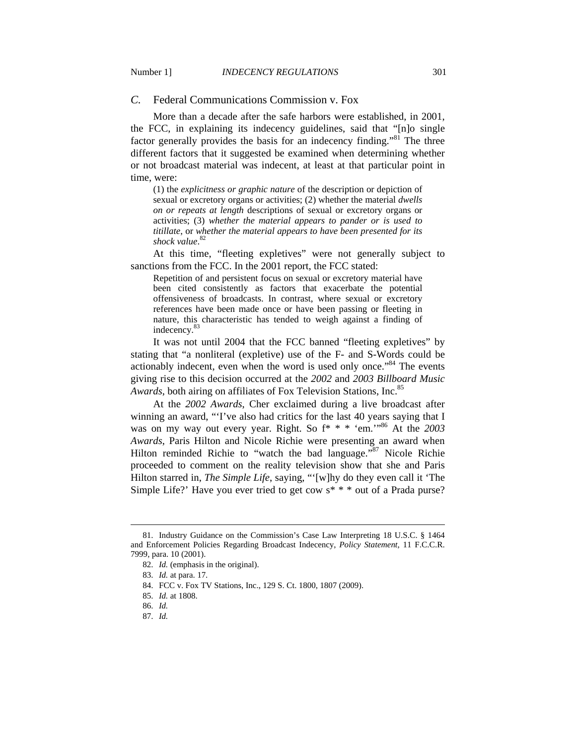### *C.* Federal Communications Commission v. Fox

More than a decade after the safe harbors were established, in 2001, the FCC, in explaining its indecency guidelines, said that "[n]o single factor generally provides the basis for an indecency finding."[81] The three different factors that it suggested be examined when determining whether or not broadcast material was indecent, at least at that particular point in time, were:

> (1) the *explicitness or graphic nature* of the description or depiction of sexual or excretory organs or activities; (2) whether the material *dwells on or repeats at length* descriptions of sexual or excretory organs or activities; (3) *whether the material appears to pander or is used to titillate*, or *whether the material appears to have been presented for its shock value*.[82]

At this time, "fleeting expletives" were not generally subject to sanctions from the FCC. In the 2001 report, the FCC stated:

> Repetition of and persistent focus on sexual or excretory material have been cited consistently as factors that exacerbate the potential offensiveness of broadcasts. In contrast, where sexual or excretory references have been made once or have been passing or fleeting in nature, this characteristic has tended to weigh against a finding of indecency.[83]

It was not until 2004 that the FCC banned "fleeting expletives" by stating that "a nonliteral (expletive) use of the F- and S-Words could be actionably indecent, even when the word is used only once."[84] The events giving rise to this decision occurred at the *2002* and *2003 Billboard Music Awards*, both airing on affiliates of Fox Television Stations, Inc.[85]

At the *2002 Awards*, Cher exclaimed during a live broadcast after winning an award, "'I've also had critics for the last 40 years saying that I was on my way out every year. Right. So f* * * 'em.'"[86] At the *2003 Awards*, Paris Hilton and Nicole Richie were presenting an award when Hilton reminded Richie to "watch the bad language."[87] Nicole Richie proceeded to comment on the reality television show that she and Paris Hilton starred in, *The Simple Life*, saying, "'[w]hy do they even call it 'The Simple Life?' Have you ever tried to get cow s* * * out of a Prada purse?

---

81. Industry Guidance on the Commission's Case Law Interpreting 18 U.S.C. § 1464 and Enforcement Policies Regarding Broadcast Indecency, *Policy Statement*, 11 F.C.C.R. 7999, para. 10 (2001).

82. *Id.* (emphasis in the original).

83. *Id.* at para. 17.

84. FCC v. Fox TV Stations, Inc., 129 S. Ct. 1800, 1807 (2009).

85. *Id.* at 1808.

86. *Id.*

87. *Id.*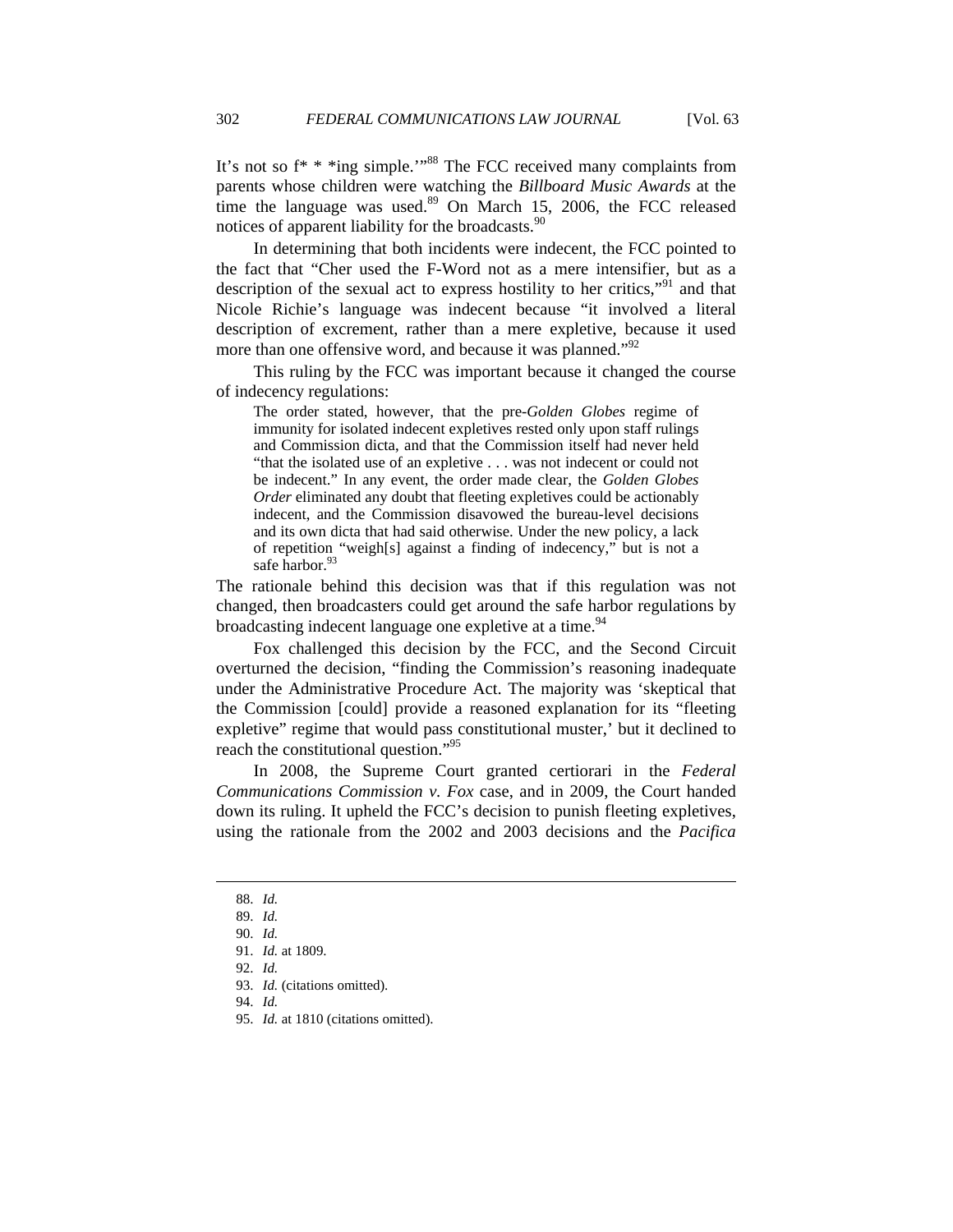It's not so f* * *ing simple.'"[88] The FCC received many complaints from parents whose children were watching the *Billboard Music Awards* at the time the language was used.[89] On March 15, 2006, the FCC released notices of apparent liability for the broadcasts.[90]

In determining that both incidents were indecent, the FCC pointed to the fact that "Cher used the F-Word not as a mere intensifier, but as a description of the sexual act to express hostility to her critics,"[91] and that Nicole Richie's language was indecent because "it involved a literal description of excrement, rather than a mere expletive, because it used more than one offensive word, and because it was planned."[92]

This ruling by the FCC was important because it changed the course of indecency regulations:

> The order stated, however, that the pre-*Golden Globes* regime of immunity for isolated indecent expletives rested only upon staff rulings and Commission dicta, and that the Commission itself had never held "that the isolated use of an expletive . . . was not indecent or could not be indecent." In any event, the order made clear, the *Golden Globes Order* eliminated any doubt that fleeting expletives could be actionably indecent, and the Commission disavowed the bureau-level decisions and its own dicta that had said otherwise. Under the new policy, a lack of repetition "weigh[s] against a finding of indecency," but is not a safe harbor.[93]

The rationale behind this decision was that if this regulation was not changed, then broadcasters could get around the safe harbor regulations by broadcasting indecent language one expletive at a time.[94]

Fox challenged this decision by the FCC, and the Second Circuit overturned the decision, "finding the Commission's reasoning inadequate under the Administrative Procedure Act. The majority was 'skeptical that the Commission [could] provide a reasoned explanation for its "fleeting expletive" regime that would pass constitutional muster,' but it declined to reach the constitutional question."[95]

In 2008, the Supreme Court granted certiorari in the *Federal Communications Commission v. Fox* case, and in 2009, the Court handed down its ruling. It upheld the FCC's decision to punish fleeting expletives, using the rationale from the 2002 and 2003 decisions and the *Pacifica*

---

88. *Id.*
89. *Id.*
90. *Id.*
91. *Id.* at 1809.
92. *Id.*
93. *Id.* (citations omitted).
94. *Id.*
95. *Id.* at 1810 (citations omitted).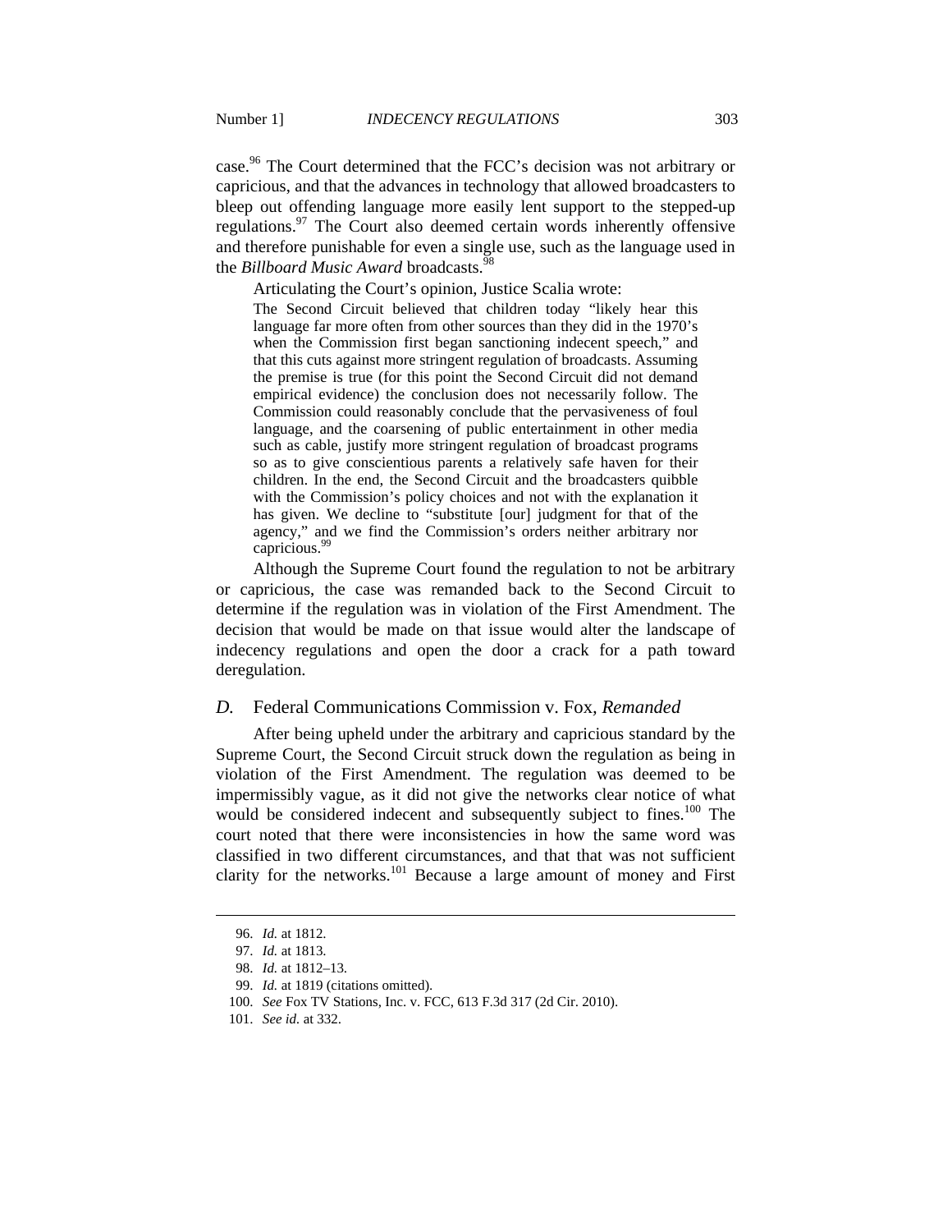case.[96] The Court determined that the FCC's decision was not arbitrary or capricious, and that the advances in technology that allowed broadcasters to bleep out offending language more easily lent support to the stepped-up regulations.[97] The Court also deemed certain words inherently offensive and therefore punishable for even a single use, such as the language used in the *Billboard Music Award* broadcasts.[98]

Articulating the Court's opinion, Justice Scalia wrote:

> The Second Circuit believed that children today "likely hear this language far more often from other sources than they did in the 1970's when the Commission first began sanctioning indecent speech," and that this cuts against more stringent regulation of broadcasts. Assuming the premise is true (for this point the Second Circuit did not demand empirical evidence) the conclusion does not necessarily follow. The Commission could reasonably conclude that the pervasiveness of foul language, and the coarsening of public entertainment in other media such as cable, justify more stringent regulation of broadcast programs so as to give conscientious parents a relatively safe haven for their children. In the end, the Second Circuit and the broadcasters quibble with the Commission's policy choices and not with the explanation it has given. We decline to "substitute [our] judgment for that of the agency," and we find the Commission's orders neither arbitrary nor capricious.[99]

Although the Supreme Court found the regulation to not be arbitrary or capricious, the case was remanded back to the Second Circuit to determine if the regulation was in violation of the First Amendment. The decision that would be made on that issue would alter the landscape of indecency regulations and open the door a crack for a path toward deregulation.

### *D.* Federal Communications Commission v. Fox, *Remanded*

After being upheld under the arbitrary and capricious standard by the Supreme Court, the Second Circuit struck down the regulation as being in violation of the First Amendment. The regulation was deemed to be impermissibly vague, as it did not give the networks clear notice of what would be considered indecent and subsequently subject to fines.[100] The court noted that there were inconsistencies in how the same word was classified in two different circumstances, and that that was not sufficient clarity for the networks.[101] Because a large amount of money and First

---

96. *Id.* at 1812.
97. *Id.* at 1813.
98. *Id.* at 1812–13.
99. *Id.* at 1819 (citations omitted).
100. *See* Fox TV Stations, Inc. v. FCC, 613 F.3d 317 (2d Cir. 2010).
101. *See id.* at 332.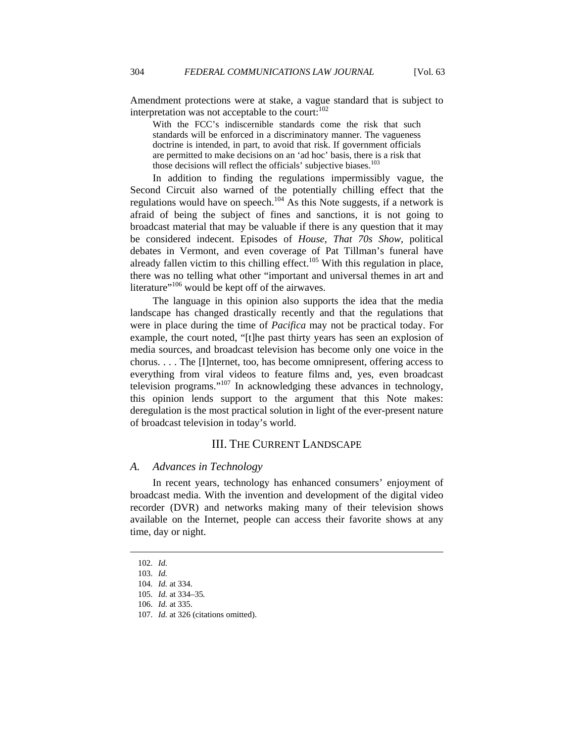Amendment protections were at stake, a vague standard that is subject to interpretation was not acceptable to the court:[102]

> With the FCC's indiscernible standards come the risk that such standards will be enforced in a discriminatory manner. The vagueness doctrine is intended, in part, to avoid that risk. If government officials are permitted to make decisions on an 'ad hoc' basis, there is a risk that those decisions will reflect the officials' subjective biases.[103]

In addition to finding the regulations impermissibly vague, the Second Circuit also warned of the potentially chilling effect that the regulations would have on speech.[104] As this Note suggests, if a network is afraid of being the subject of fines and sanctions, it is not going to broadcast material that may be valuable if there is any question that it may be considered indecent. Episodes of *House*, *That 70s Show*, political debates in Vermont, and even coverage of Pat Tillman's funeral have already fallen victim to this chilling effect.[105] With this regulation in place, there was no telling what other "important and universal themes in art and literature"[106] would be kept off of the airwaves.

The language in this opinion also supports the idea that the media landscape has changed drastically recently and that the regulations that were in place during the time of *Pacifica* may not be practical today. For example, the court noted, "[t]he past thirty years has seen an explosion of media sources, and broadcast television has become only one voice in the chorus. . . . The [I]nternet, too, has become omnipresent, offering access to everything from viral videos to feature films and, yes, even broadcast television programs."[107] In acknowledging these advances in technology, this opinion lends support to the argument that this Note makes: deregulation is the most practical solution in light of the ever-present nature of broadcast television in today's world.

## III. The Current Landscape

### A. Advances in Technology

In recent years, technology has enhanced consumers' enjoyment of broadcast media. With the invention and development of the digital video recorder (DVR) and networks making many of their television shows available on the Internet, people can access their favorite shows at any time, day or night.

---

102. *Id.*
103. *Id.*
104. *Id.* at 334.
105. *Id.* at 334–35*.*
106. *Id.* at 335.
107. *Id.* at 326 (citations omitted).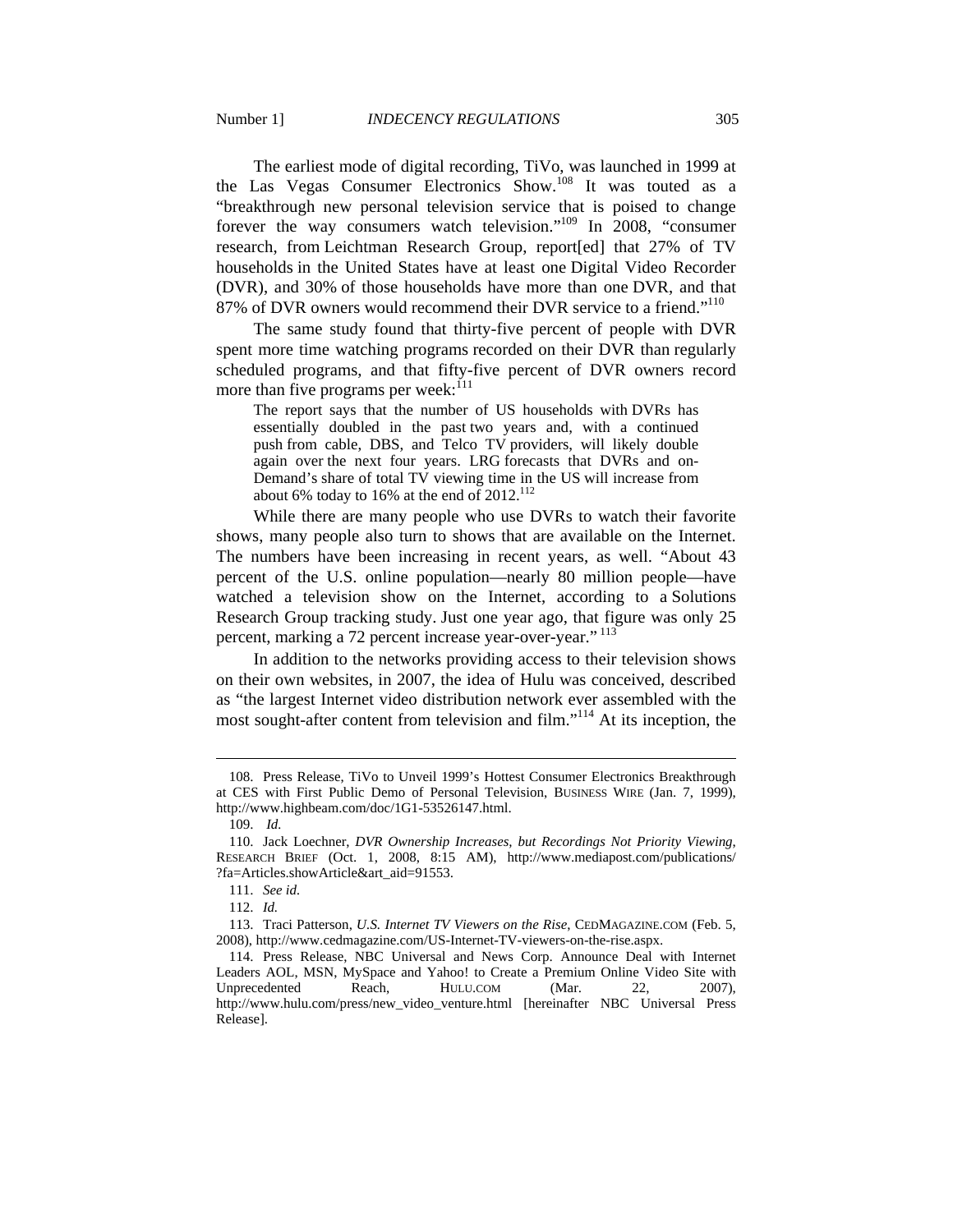The earliest mode of digital recording, TiVo, was launched in 1999 at the Las Vegas Consumer Electronics Show.[108] It was touted as a "breakthrough new personal television service that is poised to change forever the way consumers watch television."[109] In 2008, "consumer research, from Leichtman Research Group, report[ed] that 27% of TV households in the United States have at least one Digital Video Recorder (DVR), and 30% of those households have more than one DVR, and that 87% of DVR owners would recommend their DVR service to a friend."[110]

The same study found that thirty-five percent of people with DVR spent more time watching programs recorded on their DVR than regularly scheduled programs, and that fifty-five percent of DVR owners record more than five programs per week:[111]

> The report says that the number of US households with DVRs has essentially doubled in the past two years and, with a continued push from cable, DBS, and Telco TV providers, will likely double again over the next four years. LRG forecasts that DVRs and on-Demand's share of total TV viewing time in the US will increase from about 6% today to 16% at the end of 2012.[112]

While there are many people who use DVRs to watch their favorite shows, many people also turn to shows that are available on the Internet. The numbers have been increasing in recent years, as well. "About 43 percent of the U.S. online population—nearly 80 million people—have watched a television show on the Internet, according to a Solutions Research Group tracking study. Just one year ago, that figure was only 25 percent, marking a 72 percent increase year-over-year." [113]

In addition to the networks providing access to their television shows on their own websites, in 2007, the idea of Hulu was conceived, described as "the largest Internet video distribution network ever assembled with the most sought-after content from television and film."[114] At its inception, the

---

108. Press Release, TiVo to Unveil 1999's Hottest Consumer Electronics Breakthrough at CES with First Public Demo of Personal Television, BUSINESS WIRE (Jan. 7, 1999), http://www.highbeam.com/doc/1G1-53526147.html.

109. *Id.*

110. Jack Loechner, *DVR Ownership Increases, but Recordings Not Priority Viewing*, RESEARCH BRIEF (Oct. 1, 2008, 8:15 AM), http://www.mediapost.com/publications/?fa=Articles.showArticle&art_aid=91553.

111. *See id.*

112. *Id.*

113. Traci Patterson, *U.S. Internet TV Viewers on the Rise*, CEDMAGAZINE.COM (Feb. 5, 2008), http://www.cedmagazine.com/US-Internet-TV-viewers-on-the-rise.aspx.

114. Press Release, NBC Universal and News Corp. Announce Deal with Internet Leaders AOL, MSN, MySpace and Yahoo! to Create a Premium Online Video Site with Unprecedented Reach, HULU.COM (Mar. 22, 2007), http://www.hulu.com/press/new_video_venture.html [hereinafter NBC Universal Press Release].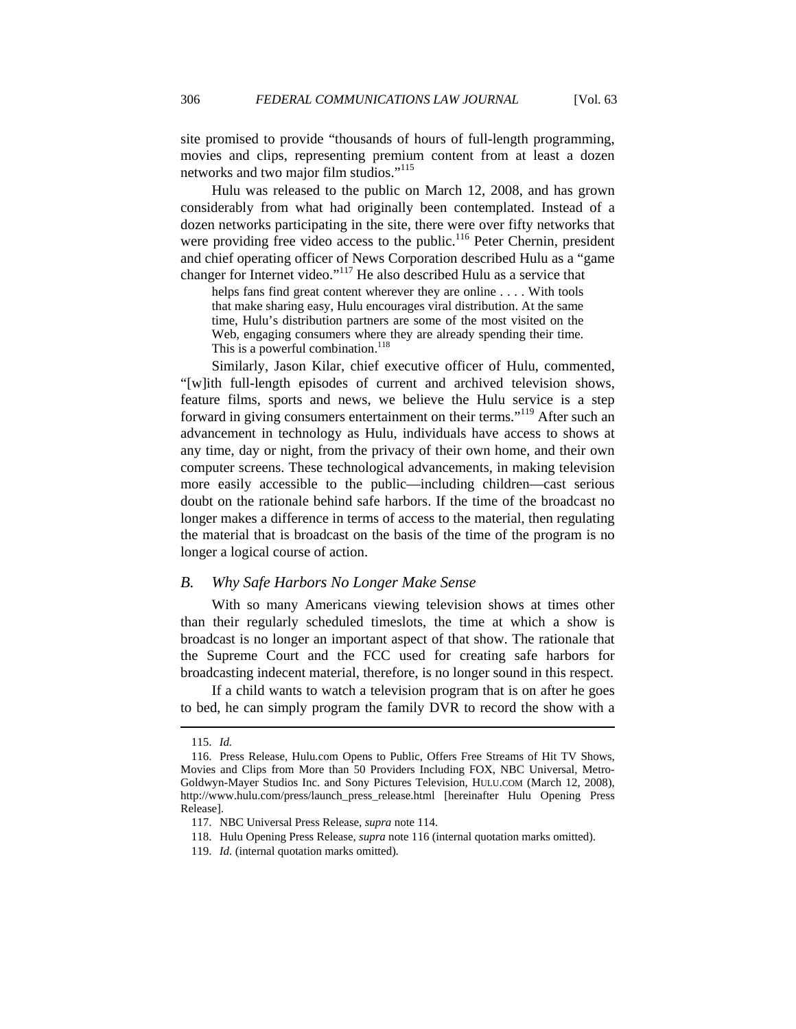site promised to provide "thousands of hours of full-length programming, movies and clips, representing premium content from at least a dozen networks and two major film studios."[115]

Hulu was released to the public on March 12, 2008, and has grown considerably from what had originally been contemplated. Instead of a dozen networks participating in the site, there were over fifty networks that were providing free video access to the public.[116] Peter Chernin, president and chief operating officer of News Corporation described Hulu as a "game changer for Internet video."[117] He also described Hulu as a service that

> helps fans find great content wherever they are online . . . . With tools that make sharing easy, Hulu encourages viral distribution. At the same time, Hulu's distribution partners are some of the most visited on the Web, engaging consumers where they are already spending their time. This is a powerful combination.[118]

Similarly, Jason Kilar, chief executive officer of Hulu, commented, "[w]ith full-length episodes of current and archived television shows, feature films, sports and news, we believe the Hulu service is a step forward in giving consumers entertainment on their terms."[119] After such an advancement in technology as Hulu, individuals have access to shows at any time, day or night, from the privacy of their own home, and their own computer screens. These technological advancements, in making television more easily accessible to the public—including children—cast serious doubt on the rationale behind safe harbors. If the time of the broadcast no longer makes a difference in terms of access to the material, then regulating the material that is broadcast on the basis of the time of the program is no longer a logical course of action.

### *B. Why Safe Harbors No Longer Make Sense*

With so many Americans viewing television shows at times other than their regularly scheduled timeslots, the time at which a show is broadcast is no longer an important aspect of that show. The rationale that the Supreme Court and the FCC used for creating safe harbors for broadcasting indecent material, therefore, is no longer sound in this respect.

If a child wants to watch a television program that is on after he goes to bed, he can simply program the family DVR to record the show with a

---

115. *Id.*

116. Press Release, Hulu.com Opens to Public, Offers Free Streams of Hit TV Shows, Movies and Clips from More than 50 Providers Including FOX, NBC Universal, Metro-Goldwyn-Mayer Studios Inc. and Sony Pictures Television, HULU.COM (March 12, 2008), http://www.hulu.com/press/launch_press_release.html [hereinafter Hulu Opening Press Release].

117. NBC Universal Press Release, *supra* note 114.

118. Hulu Opening Press Release, *supra* note 116 (internal quotation marks omitted).

119. *Id.* (internal quotation marks omitted).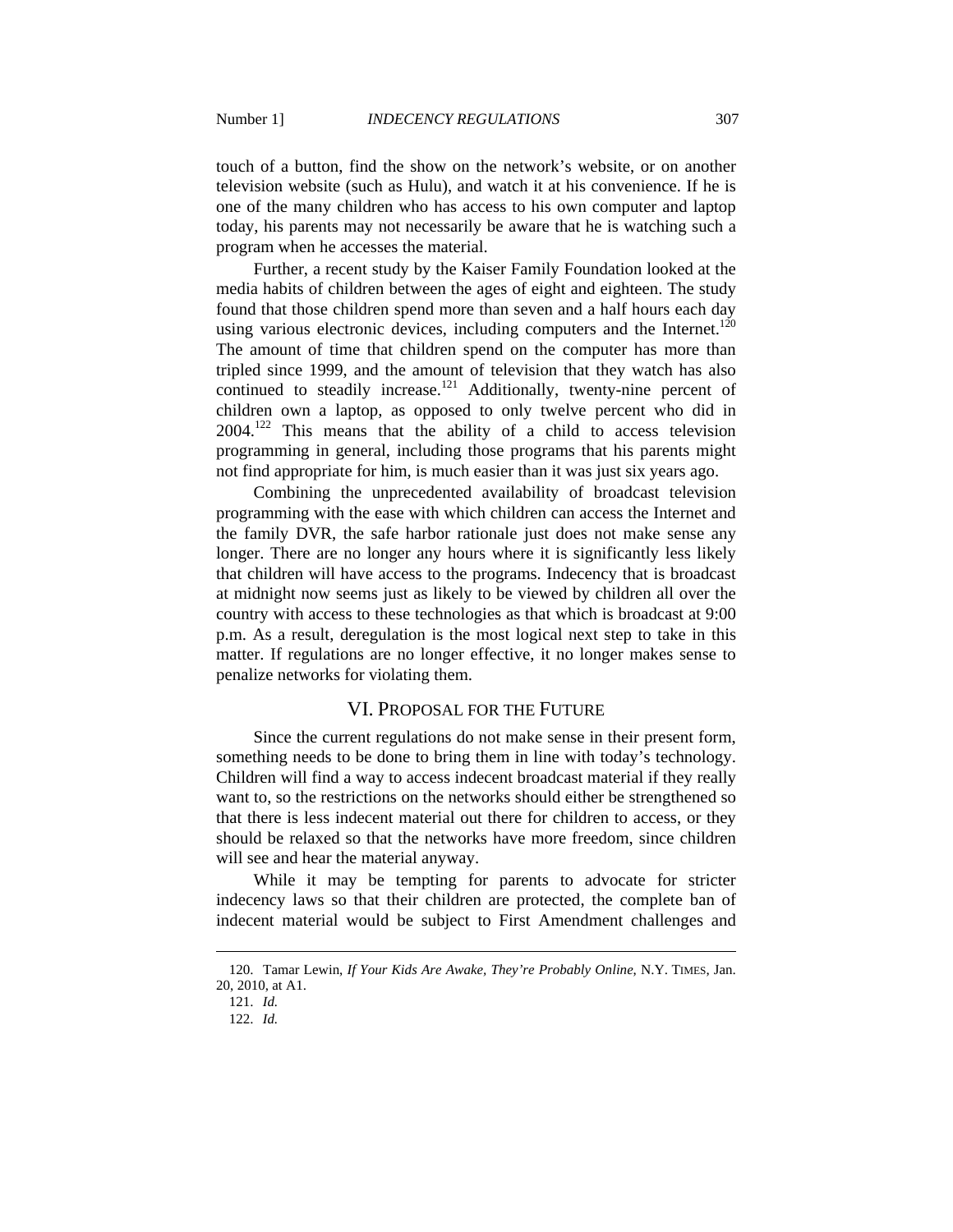touch of a button, find the show on the network's website, or on another television website (such as Hulu), and watch it at his convenience. If he is one of the many children who has access to his own computer and laptop today, his parents may not necessarily be aware that he is watching such a program when he accesses the material.

Further, a recent study by the Kaiser Family Foundation looked at the media habits of children between the ages of eight and eighteen. The study found that those children spend more than seven and a half hours each day using various electronic devices, including computers and the Internet.[120] The amount of time that children spend on the computer has more than tripled since 1999, and the amount of television that they watch has also continued to steadily increase.[121] Additionally, twenty-nine percent of children own a laptop, as opposed to only twelve percent who did in 2004.[122] This means that the ability of a child to access television programming in general, including those programs that his parents might not find appropriate for him, is much easier than it was just six years ago.

Combining the unprecedented availability of broadcast television programming with the ease with which children can access the Internet and the family DVR, the safe harbor rationale just does not make sense any longer. There are no longer any hours where it is significantly less likely that children will have access to the programs. Indecency that is broadcast at midnight now seems just as likely to be viewed by children all over the country with access to these technologies as that which is broadcast at 9:00 p.m. As a result, deregulation is the most logical next step to take in this matter. If regulations are no longer effective, it no longer makes sense to penalize networks for violating them.

## VI. Proposal for the Future

Since the current regulations do not make sense in their present form, something needs to be done to bring them in line with today's technology. Children will find a way to access indecent broadcast material if they really want to, so the restrictions on the networks should either be strengthened so that there is less indecent material out there for children to access, or they should be relaxed so that the networks have more freedom, since children will see and hear the material anyway.

While it may be tempting for parents to advocate for stricter indecency laws so that their children are protected, the complete ban of indecent material would be subject to First Amendment challenges and

---

120. Tamar Lewin, *If Your Kids Are Awake, They're Probably Online*, N.Y. TIMES, Jan. 20, 2010, at A1.

121. *Id.*

122. *Id.*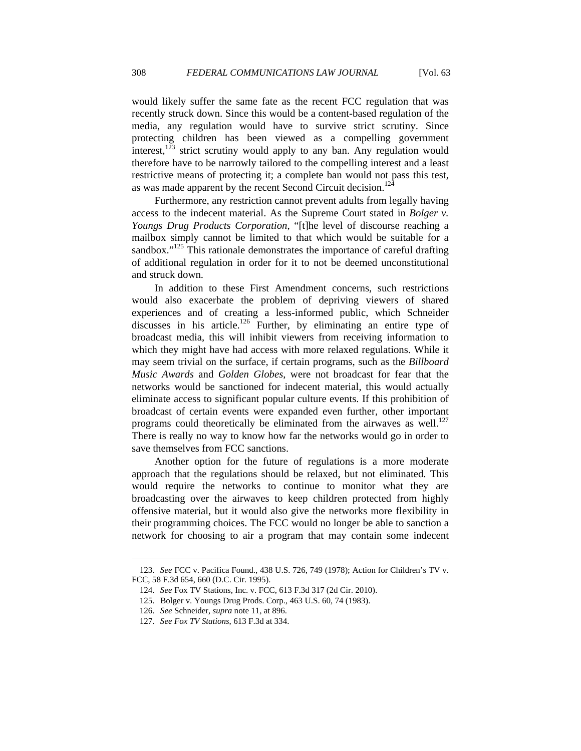would likely suffer the same fate as the recent FCC regulation that was recently struck down. Since this would be a content-based regulation of the media, any regulation would have to survive strict scrutiny. Since protecting children has been viewed as a compelling government interest,[123] strict scrutiny would apply to any ban. Any regulation would therefore have to be narrowly tailored to the compelling interest and a least restrictive means of protecting it; a complete ban would not pass this test, as was made apparent by the recent Second Circuit decision.[124]

Furthermore, any restriction cannot prevent adults from legally having access to the indecent material. As the Supreme Court stated in *Bolger v. Youngs Drug Products Corporation*, "[t]he level of discourse reaching a mailbox simply cannot be limited to that which would be suitable for a sandbox."[125] This rationale demonstrates the importance of careful drafting of additional regulation in order for it to not be deemed unconstitutional and struck down.

In addition to these First Amendment concerns, such restrictions would also exacerbate the problem of depriving viewers of shared experiences and of creating a less-informed public, which Schneider discusses in his article.[126] Further, by eliminating an entire type of broadcast media, this will inhibit viewers from receiving information to which they might have had access with more relaxed regulations. While it may seem trivial on the surface, if certain programs, such as the *Billboard Music Awards* and *Golden Globes*, were not broadcast for fear that the networks would be sanctioned for indecent material, this would actually eliminate access to significant popular culture events. If this prohibition of broadcast of certain events were expanded even further, other important programs could theoretically be eliminated from the airwaves as well.[127] There is really no way to know how far the networks would go in order to save themselves from FCC sanctions.

Another option for the future of regulations is a more moderate approach that the regulations should be relaxed, but not eliminated. This would require the networks to continue to monitor what they are broadcasting over the airwaves to keep children protected from highly offensive material, but it would also give the networks more flexibility in their programming choices. The FCC would no longer be able to sanction a network for choosing to air a program that may contain some indecent

---

123. *See* FCC v. Pacifica Found., 438 U.S. 726, 749 (1978); Action for Children's TV v. FCC, 58 F.3d 654, 660 (D.C. Cir. 1995).

124. *See* Fox TV Stations, Inc. v. FCC, 613 F.3d 317 (2d Cir. 2010).

125. Bolger v. Youngs Drug Prods. Corp., 463 U.S. 60, 74 (1983).

126. *See* Schneider, *supra* note 11, at 896.

127. *See Fox TV Stations*, 613 F.3d at 334.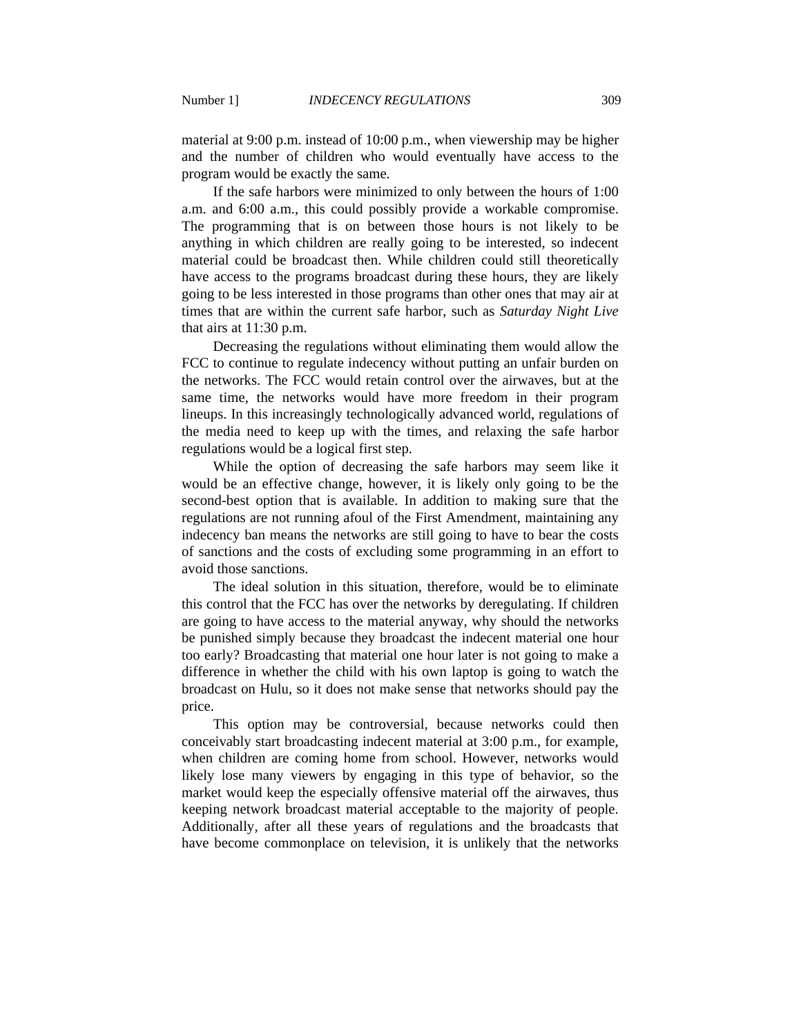material at 9:00 p.m. instead of 10:00 p.m., when viewership may be higher and the number of children who would eventually have access to the program would be exactly the same.

If the safe harbors were minimized to only between the hours of 1:00 a.m. and 6:00 a.m., this could possibly provide a workable compromise. The programming that is on between those hours is not likely to be anything in which children are really going to be interested, so indecent material could be broadcast then. While children could still theoretically have access to the programs broadcast during these hours, they are likely going to be less interested in those programs than other ones that may air at times that are within the current safe harbor, such as *Saturday Night Live* that airs at 11:30 p.m.

Decreasing the regulations without eliminating them would allow the FCC to continue to regulate indecency without putting an unfair burden on the networks. The FCC would retain control over the airwaves, but at the same time, the networks would have more freedom in their program lineups. In this increasingly technologically advanced world, regulations of the media need to keep up with the times, and relaxing the safe harbor regulations would be a logical first step.

While the option of decreasing the safe harbors may seem like it would be an effective change, however, it is likely only going to be the second-best option that is available. In addition to making sure that the regulations are not running afoul of the First Amendment, maintaining any indecency ban means the networks are still going to have to bear the costs of sanctions and the costs of excluding some programming in an effort to avoid those sanctions.

The ideal solution in this situation, therefore, would be to eliminate this control that the FCC has over the networks by deregulating. If children are going to have access to the material anyway, why should the networks be punished simply because they broadcast the indecent material one hour too early? Broadcasting that material one hour later is not going to make a difference in whether the child with his own laptop is going to watch the broadcast on Hulu, so it does not make sense that networks should pay the price.

This option may be controversial, because networks could then conceivably start broadcasting indecent material at 3:00 p.m., for example, when children are coming home from school. However, networks would likely lose many viewers by engaging in this type of behavior, so the market would keep the especially offensive material off the airwaves, thus keeping network broadcast material acceptable to the majority of people. Additionally, after all these years of regulations and the broadcasts that have become commonplace on television, it is unlikely that the networks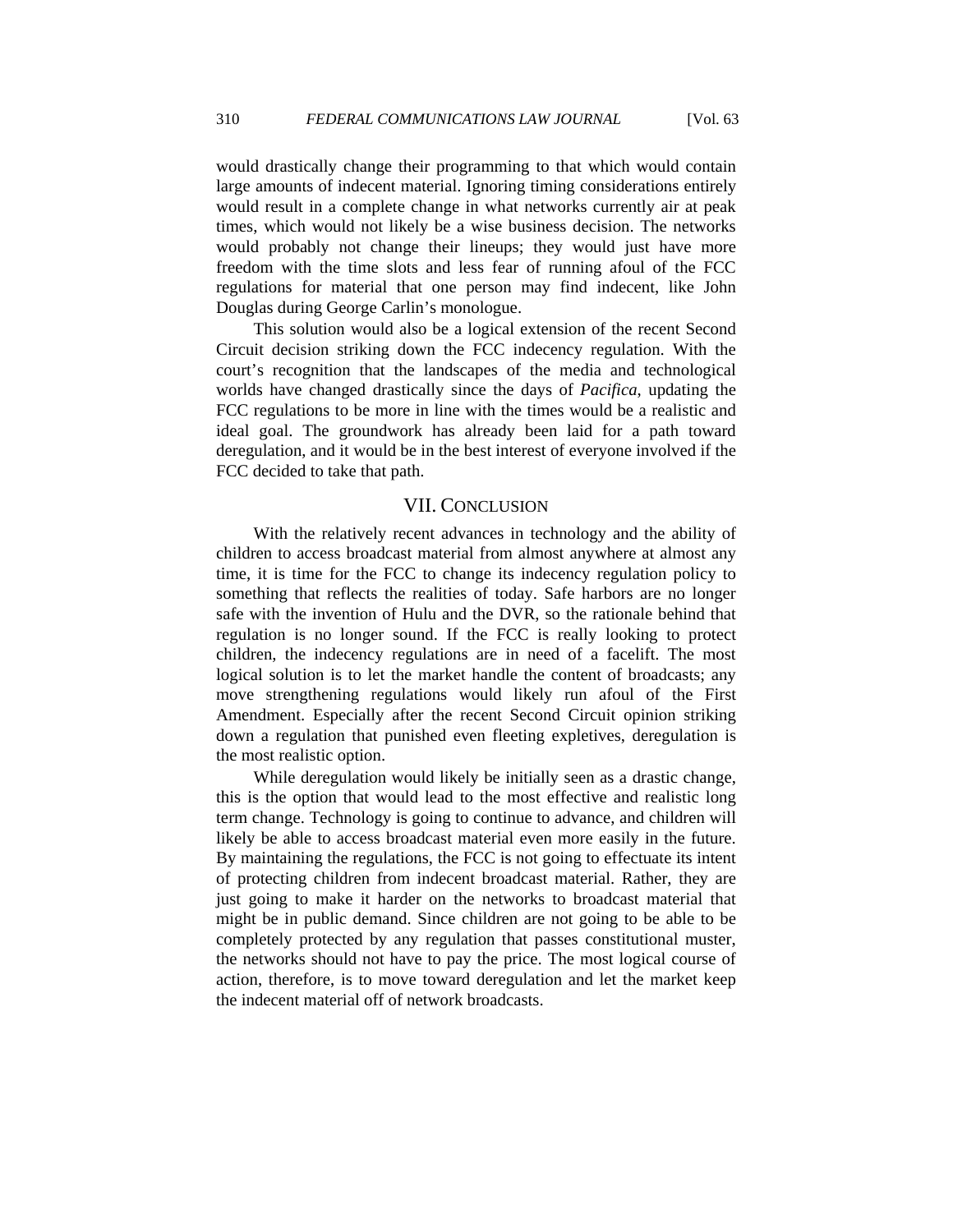would drastically change their programming to that which would contain large amounts of indecent material. Ignoring timing considerations entirely would result in a complete change in what networks currently air at peak times, which would not likely be a wise business decision. The networks would probably not change their lineups; they would just have more freedom with the time slots and less fear of running afoul of the FCC regulations for material that one person may find indecent, like John Douglas during George Carlin's monologue.

This solution would also be a logical extension of the recent Second Circuit decision striking down the FCC indecency regulation. With the court's recognition that the landscapes of the media and technological worlds have changed drastically since the days of *Pacifica*, updating the FCC regulations to be more in line with the times would be a realistic and ideal goal. The groundwork has already been laid for a path toward deregulation, and it would be in the best interest of everyone involved if the FCC decided to take that path.

## VII. CONCLUSION

With the relatively recent advances in technology and the ability of children to access broadcast material from almost anywhere at almost any time, it is time for the FCC to change its indecency regulation policy to something that reflects the realities of today. Safe harbors are no longer safe with the invention of Hulu and the DVR, so the rationale behind that regulation is no longer sound. If the FCC is really looking to protect children, the indecency regulations are in need of a facelift. The most logical solution is to let the market handle the content of broadcasts; any move strengthening regulations would likely run afoul of the First Amendment. Especially after the recent Second Circuit opinion striking down a regulation that punished even fleeting expletives, deregulation is the most realistic option.

While deregulation would likely be initially seen as a drastic change, this is the option that would lead to the most effective and realistic long term change. Technology is going to continue to advance, and children will likely be able to access broadcast material even more easily in the future. By maintaining the regulations, the FCC is not going to effectuate its intent of protecting children from indecent broadcast material. Rather, they are just going to make it harder on the networks to broadcast material that might be in public demand. Since children are not going to be able to be completely protected by any regulation that passes constitutional muster, the networks should not have to pay the price. The most logical course of action, therefore, is to move toward deregulation and let the market keep the indecent material off of network broadcasts.